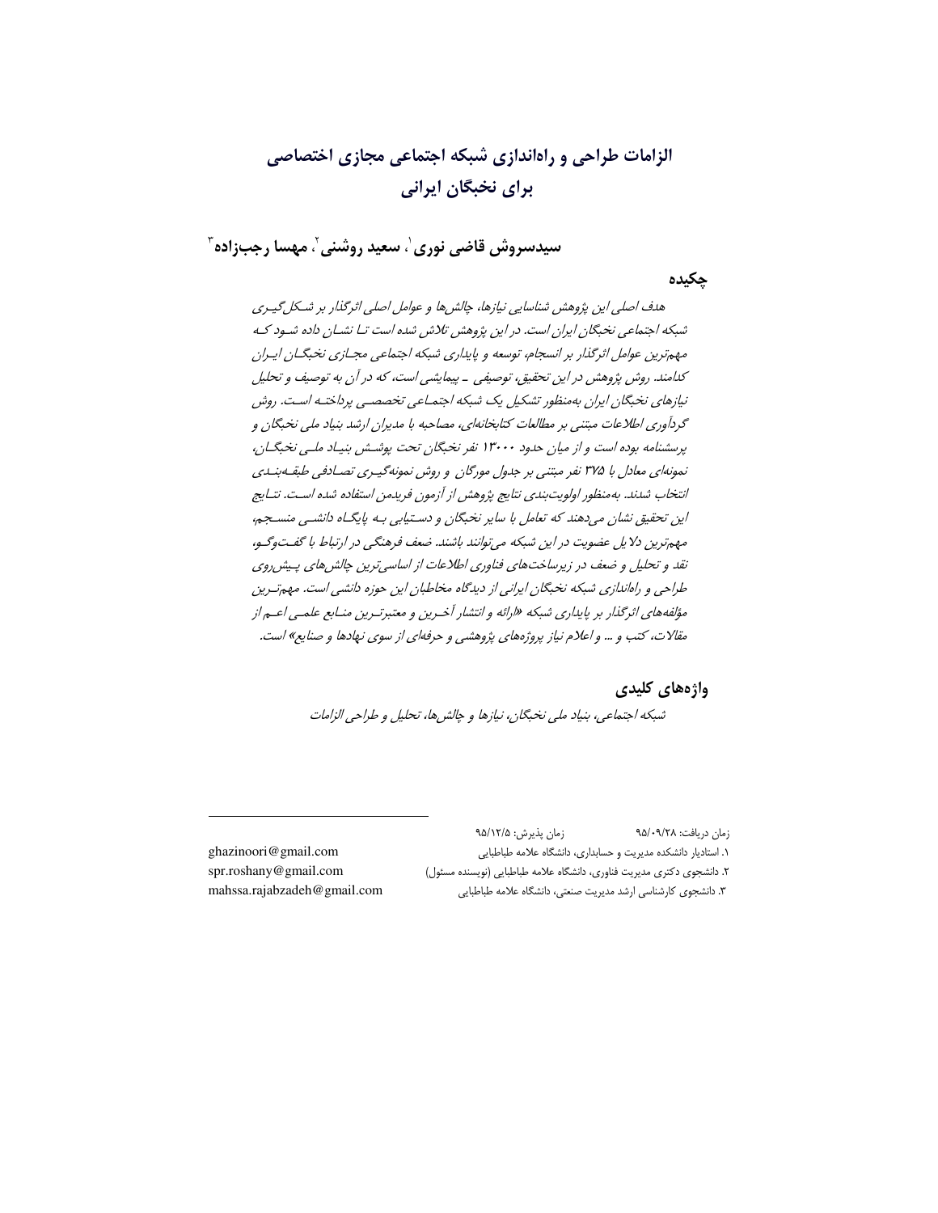# الزامات طراحی و راه‌اندازی شبکه اجتماعی مجازی اختصاصی برای نخبگان ایرانی

**سیدسروش قاضی نوری[1]، سعید روشنی[2]، مهسا رجب‌زاده[3]**

## چکیده

*هدف اصلی این پژوهش شناسایی نیازها، چالش‌ها و عوامل اصلی اثرگذار بر شکل‌گیری شبکه اجتماعی نخبگان ایران است. در این پژوهش تلاش شده است تا نشان داده شود که مهم‌ترین عوامل اثرگذار بر انسجام، توسعه و پایداری شبکه اجتماعی مجازی نخبگان ایران کدامند. روش پژوهش در این تحقیق، توصیفی ـ پیمایشی است، که در آن به توصیف و تحلیل نیازهای نخبگان ایران به‌منظور تشکیل یک شبکه اجتماعی تخصصی پرداخته است. روش گردآوری اطلاعات مبتنی بر مطالعات کتابخانه‌ای، مصاحبه با مدیران ارشد بنیاد ملی نخبگان و پرسشنامه بوده است و از میان حدود ۱۳۰۰۰ نفر نخبگان تحت پوشش بنیاد ملی نخبگان، نمونه‌ای معادل با ۳۷۵ نفر مبتنی بر جدول مورگان و روش نمونه‌گیری تصادفی طبقه‌بندی انتخاب شدند. به‌منظور اولویت‌بندی نتایج پژوهش از آزمون فریدمن استفاده شده است. نتایج این تحقیق نشان می‌دهند که تعامل با سایر نخبگان و دستیابی به پایگاه دانشی منسجم، مهم‌ترین دلایل عضویت در این شبکه می‌توانند باشند. ضعف فرهنگی در ارتباط با گفت‌وگو، نقد و تحلیل و ضعف در زیرساخت‌های فناوری اطلاعات از اساسی‌ترین چالش‌های پیش‌روی طراحی و راه‌اندازی شبکه نخبگان ایرانی از دیدگاه مخاطبان این حوزه دانشی است. مهم‌ترین مؤلفه‌های اثرگذار بر پایداری شبکه «ارائه و انتشار آخرین و معتبرترین منابع علمی اعم از مقالات، کتب و ... و اعلام نیاز پروژه‌های پژوهشی و حرفه‌ای از سوی نهادها و صنایع» است.*

## واژه‌های کلیدی

*شبکه اجتماعی، بنیاد ملی نخبگان، نیازها و چالش‌ها، تحلیل و طراحی الزامات*

---

زمان دریافت: ۹۵/۰۹/۲۸ زمان پذیرش: ۹۵/۱۲/۵

۱. استادیار دانشکده مدیریت و حسابداری، دانشگاه علامه طباطبایی ghazinoori@gmail.com

۲. دانشجوی دکتری مدیریت فناوری، دانشگاه علامه طباطبایی (نویسنده مسئول) spr.roshany@gmail.com

۳. دانشجوی کارشناسی ارشد مدیریت صنعتی، دانشگاه علامه طباطبایی mahssa.rajabzadeh@gmail.com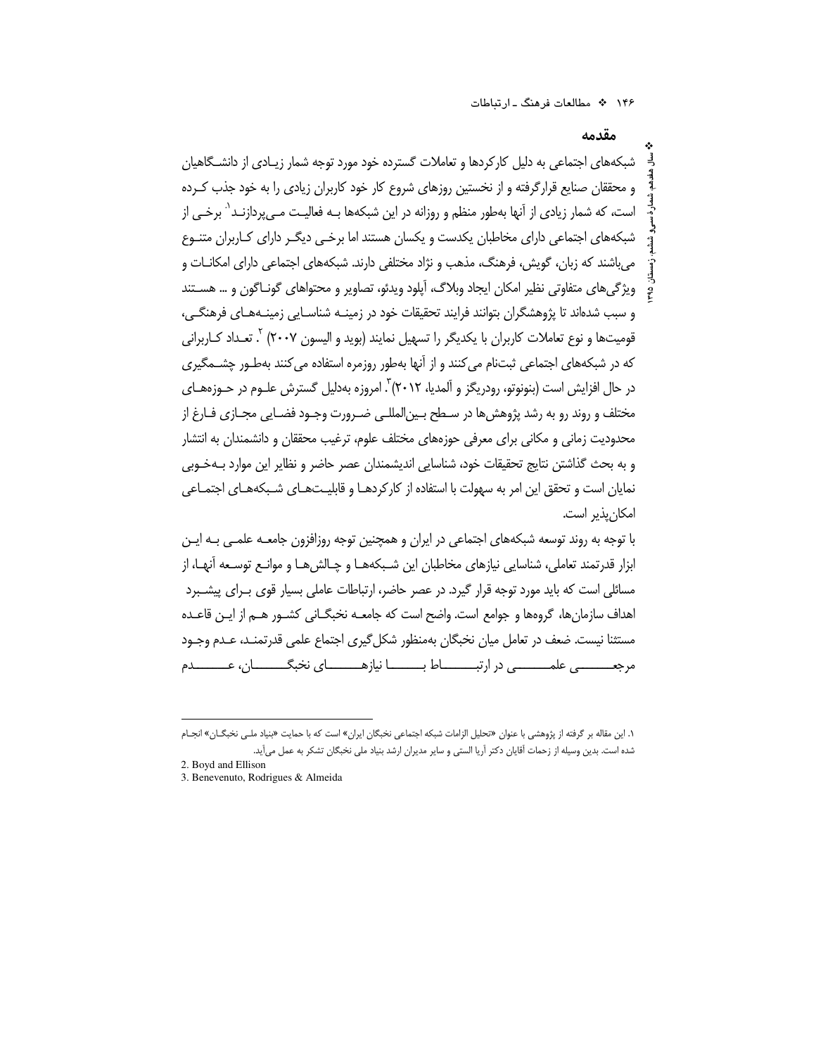## مقدمه

شبکه‌های اجتماعی به دلیل کارکردها و تعاملات گسترده خود مورد توجه شمار زیادی از دانشگاهیان و محققان صنایع قرارگرفته و از نخستین روزهای شروع کار خود کاربران زیادی را به خود جذب کرده است، که شمار زیادی از آنها به‌طور منظم و روزانه در این شبکه‌ها به فعالیت می‌پردازند[1]. برخی از شبکه‌های اجتماعی دارای مخاطبان یکدست و یکسان هستند اما برخی دیگر دارای کاربران متنوع می‌باشند که زبان، گویش، فرهنگ، مذهب و نژاد مختلفی دارند. شبکه‌های اجتماعی دارای امکانات و ویژگی‌های متفاوتی نظیر امکان ایجاد وبلاگ، آپلود ویدئو، تصاویر و محتواهای گوناگون و ... هستند و سبب شده‌اند تا پژوهشگران بتوانند فرایند تحقیقات خود در زمینه شناسایی زمینه‌های فرهنگی، قومیت‌ها و نوع تعاملات کاربران با یکدیگر را تسهیل نمایند (بوید و الیسون ۲۰۰۷)[2]. تعداد کاربرانی که در شبکه‌های اجتماعی ثبت‌نام می‌کنند و از آنها به‌طور روزمره استفاده می‌کنند به‌طور چشمگیری در حال افزایش است (بنونوتو، رودریگز و آلمدیا ۲۰۱۲)[3]. امروزه به‌دلیل گسترش علوم در حوزه‌های مختلف و روند رو به رشد پژوهش‌ها در سطح بین‌المللی ضرورت وجود فضایی مجازی فارغ از محدودیت زمانی و مکانی برای معرفی حوزه‌های مختلف علوم، ترغیب محققان و دانشمندان به انتشار و به بحث گذاشتن نتایج تحقیقات خود، شناسایی اندیشمندان عصر حاضر و نظایر این موارد به‌خوبی نمایان است و تحقق این امر به سهولت با استفاده از کارکردها و قابلیت‌های شبکه‌های اجتماعی امکان‌پذیر است.

با توجه به روند توسعه شبکه‌های اجتماعی در ایران و همچنین توجه روزافزون جامعه علمی به این ابزار قدرتمند تعاملی، شناسایی نیازهای مخاطبان این شبکه‌ها و چالش‌ها و موانع توسعه آنها، از مسائلی است که باید مورد توجه قرار گیرد. در عصر حاضر، ارتباطات عاملی بسیار قوی برای پیشبرد اهداف سازمان‌ها، گروه‌ها و جوامع است. واضح است که جامعه نخبگانی کشور هم از این قاعده مستثنا نیست. ضعف در تعامل میان نخبگان به‌منظور شکل‌گیری اجتماع علمی قدرتمند، عدم وجود مرجعی علمی در ارتباط با نیازهای نخبگان، عدم

---

۱. این مقاله بر گرفته از پژوهشی با عنوان «تحلیل الزامات شبکه اجتماعی نخبگان ایران» است که با حمایت «بنیاد ملی نخبگان» انجام شده است. بدین وسیله از زحمات آقایان دکتر آریا الستی و سایر مدیران ارشد بنیاد ملی نخبگان تشکر به عمل می‌آید.

2. Boyd and Ellison

3. Benevenuto, Rodrigues & Almeida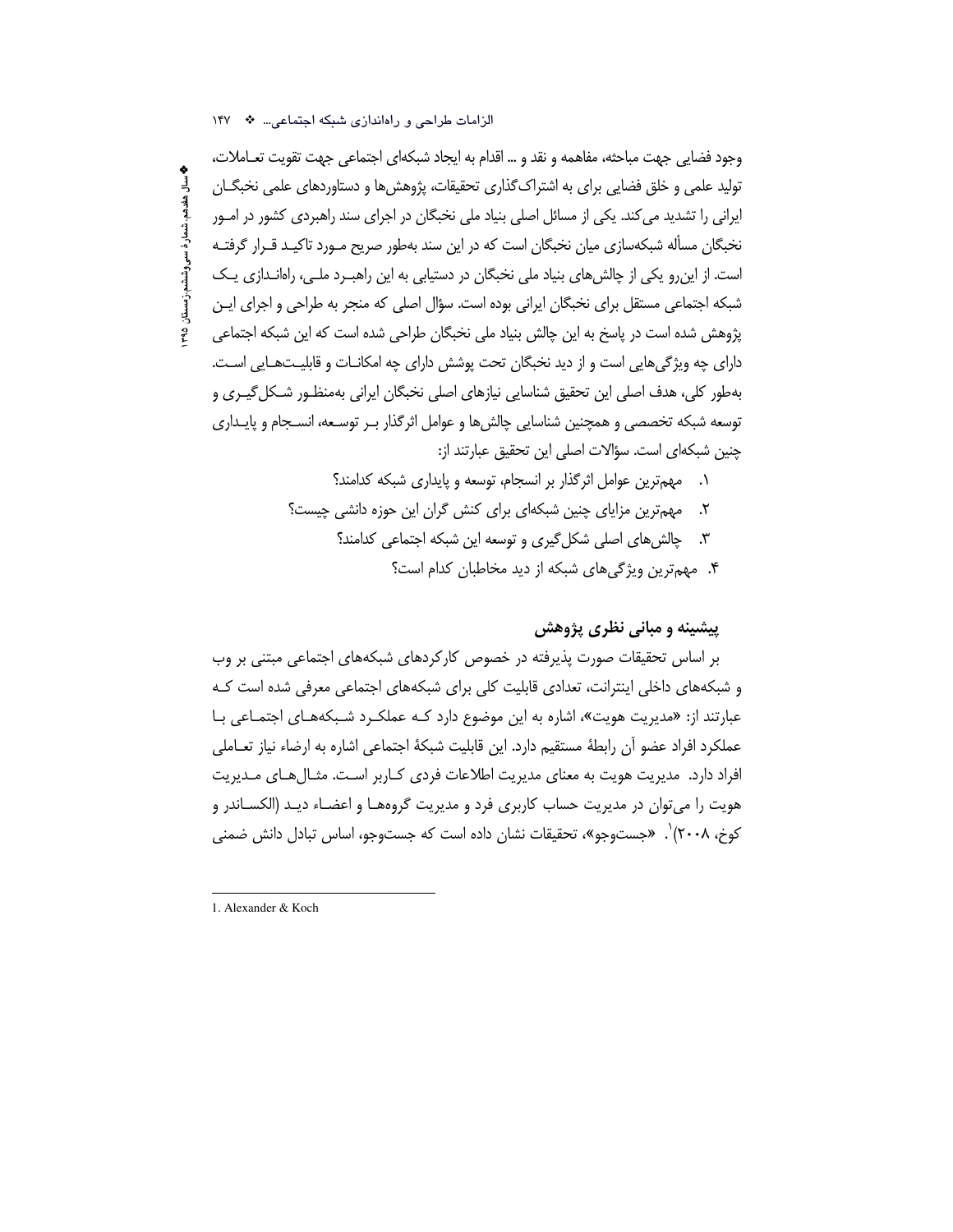وجود فضایی جهت مباحثه، مفاهمه و نقد و ... اقدام به ایجاد شبکه‌ای اجتماعی جهت تقویت تعـاملات، تولید علمی و خلق فضایی برای به اشتراک‌گذاری تحقیقات، پژوهش‌ها و دستاوردهای علمی نخبگـان ایرانی را تشدید می‌کند. یکی از مسائل اصلی بنیاد ملی نخبگان در اجرای سند راهبردی کشور در امـور نخبگان مسأله شبکه‌سازی میان نخبگان است که در این سند به‌طور صریح مـورد تاکیـد قـرار گرفتـه است. از این‌رو یکی از چالش‌های بنیاد ملی نخبگان در دستیابی به این راهبـرد ملـی، راه‌انـدازی یـک شبکه اجتماعی مستقل برای نخبگان ایرانی بوده است. سؤال اصلی که منجر به طراحی و اجرای ایـن پژوهش شده است در پاسخ به این چالش بنیاد ملی نخبگان طراحی شده است که این شبکه اجتماعی دارای چه ویژگی‌هایی است و از دید نخبگان تحت پوشش دارای چه امکانـات و قابلیـت‌هـایی اسـت. به‌طور کلی، هدف اصلی این تحقیق شناسایی نیازهای اصلی نخبگان ایرانی به‌منظـور شـکل‌گیـری و توسعه شبکه تخصصی و همچنین شناسایی چالش‌ها و عوامل اثرگذار بـر توسـعه، انسـجام و پایـداری چنین شبکه‌ای است. سؤالات اصلی این تحقیق عبارتند از:

۱. مهم‌ترین عوامل اثرگذار بر انسجام، توسعه و پایداری شبکه کدامند؟
۲. مهم‌ترین مزایای چنین شبکه‌ای برای کنش گران این حوزه دانشی چیست؟
۳. چالش‌های اصلی شکل‌گیری و توسعه این شبکه اجتماعی کدامند؟
۴. مهم‌ترین ویژگی‌های شبکه از دید مخاطبان کدام است؟

## پیشینه و مبانی نظری پژوهش

بر اساس تحقیقات صورت پذیرفته در خصوص کارکردهای شبکه‌های اجتماعی مبتنی بر وب و شبکه‌های داخلی اینترانت، تعدادی قابلیت کلی برای شبکه‌های اجتماعی معرفی شده است کـه عبارتند از: «مدیریت هویت»، اشاره به این موضوع دارد کـه عملکـرد شـبکه‌هـای اجتمـاعی بـا عملکرد افراد عضو آن رابطهٔ مستقیم دارد. این قابلیت شبکهٔ اجتماعی اشاره به ارضاء نیاز تعـاملی افراد دارد. مدیریت هویت به معنای مدیریت اطلاعات فردی کـاربر اسـت. مثـال‌هـای مـدیریت هویت را می‌توان در مدیریت حساب کاربری فرد و مدیریت گروه‌هـا و اعضـاء دیـد (الکسـاندر و کوخ، ۲۰۰۸)[1]. «جست‌وجو»، تحقیقات نشان داده است که جست‌وجو، اساس تبادل دانش ضمنی

---

1. Alexander & Koch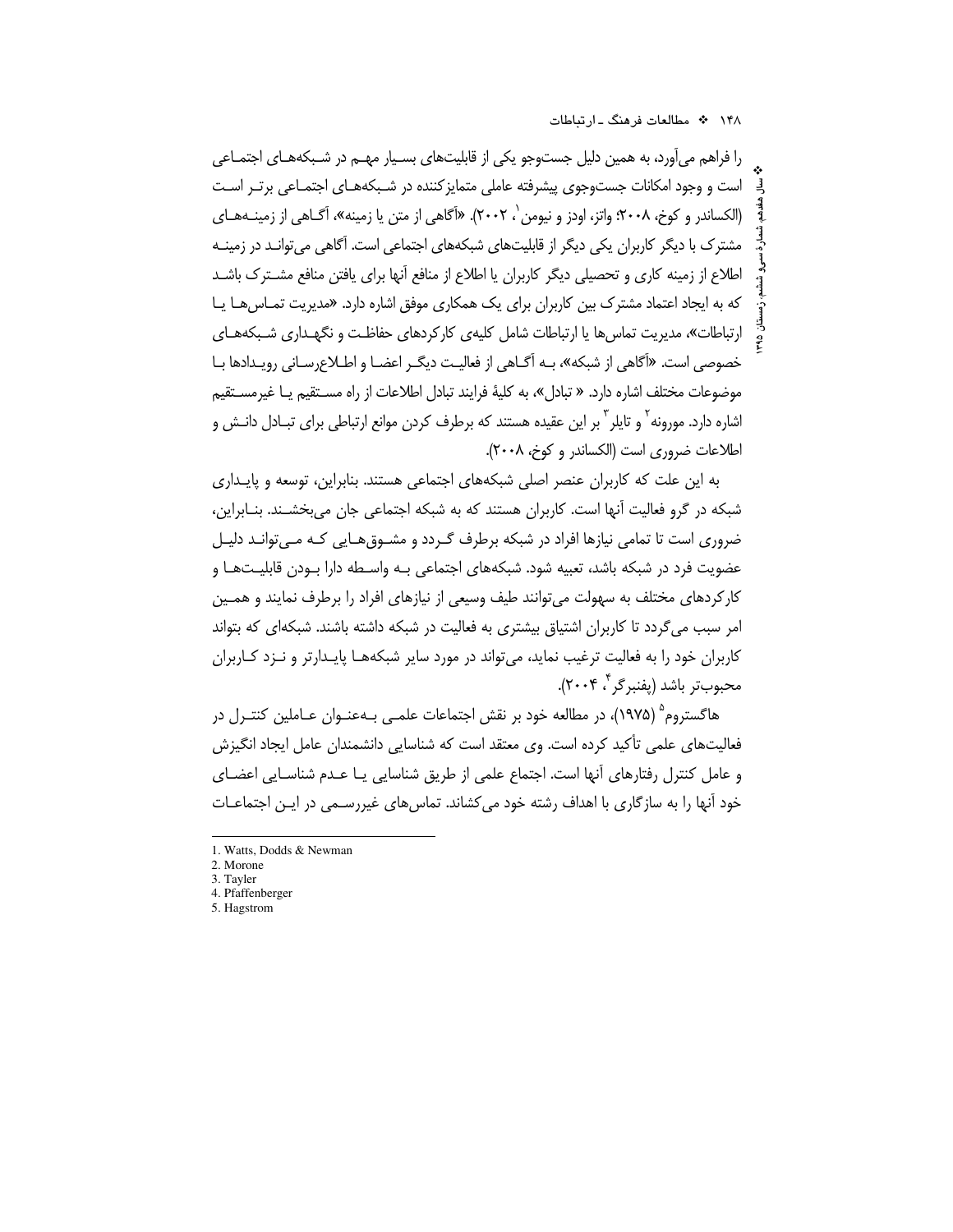را فراهم می‌آورد، به همین دلیل جست‌وجو یکی از قابلیت‌های بسیار مهم در شبکه‌های اجتماعی است و وجود امکانات جست‌وجوی پیشرفته عاملی متمایزکننده در شبکه‌های اجتماعی برتر است (الکساندر و کوخ، ۲۰۰۸؛ واتز، اودز و نیومن[1]، ۲۰۰۲). «آگاهی از متن یا زمینه»، آگاهی از زمینه‌های مشترک با دیگر کاربران یکی دیگر از قابلیت‌های شبکه‌های اجتماعی است. آگاهی می‌تواند در زمینه اطلاع از زمینه کاری و تحصیلی دیگر کاربران یا اطلاع از منافع آنها برای یافتن منافع مشترک باشد که به ایجاد اعتماد مشترک بین کاربران برای یک همکاری موفق اشاره دارد. «مدیریت تماس‌ها یا ارتباطات»، مدیریت تماس‌ها یا ارتباطات شامل کلیه‌ی کارکردهای حفاظت و نگهداری شبکه‌های خصوصی است. «آگاهی از شبکه»، به آگاهی از فعالیت دیگر اعضا و اطلاع‌رسانی رویدادها با موضوعات مختلف اشاره دارد. « تبادل»، به کلیهٔ فرایند تبادل اطلاعات از راه مستقیم یا غیرمستقیم اشاره دارد. مورونه[2] و تایلر[3] بر این عقیده هستند که برطرف کردن موانع ارتباطی برای تبادل دانش و اطلاعات ضروری است (الکساندر و کوخ، ۲۰۰۸).

به این علت که کاربران عنصر اصلی شبکه‌های اجتماعی هستند. بنابراین، توسعه و پایداری شبکه در گرو فعالیت آنها است. کاربران هستند که به شبکه اجتماعی جان می‌بخشند. بنابراین، ضروری است تا تمامی نیازها افراد در شبکه برطرف گردد و مشوق‌هایی که می‌تواند دلیل عضویت فرد در شبکه باشد، تعبیه شود. شبکه‌های اجتماعی به واسطه دارا بودن قابلیت‌ها و کارکردهای مختلف به سهولت می‌توانند طیف وسیعی از نیازهای افراد را برطرف نمایند و همین امر سبب می‌گردد تا کاربران اشتیاق بیشتری به فعالیت در شبکه داشته باشند. شبکه‌ای که بتواند کاربران خود را به فعالیت ترغیب نماید، می‌تواند در مورد سایر شبکه‌ها پایدارتر و نزد کاربران محبوب‌تر باشد (پفنبرگر[4]، ۲۰۰۴).

هاگستروم[5] (۱۹۷۵)، در مطالعه خود بر نقش اجتماعات علمی به‌عنوان عاملین کنترل در فعالیت‌های علمی تأکید کرده است. وی معتقد است که شناسایی دانشمندان عامل ایجاد انگیزش و عامل کنترل رفتارهای آنها است. اجتماع علمی از طریق شناسایی یا عدم شناسایی اعضای خود آنها را به سازگاری با اهداف رشته خود می‌کشاند. تماس‌های غیررسمی در این اجتماعات

---

1. Watts, Dodds & Newman
2. Morone
3. Tayler
4. Pfaffenberger
5. Hagstrom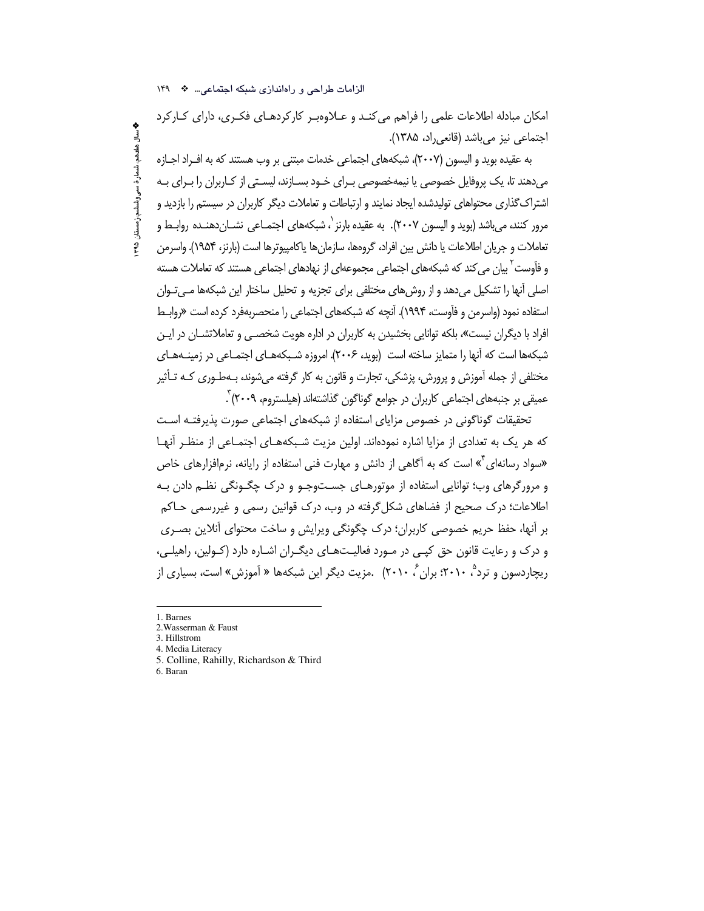امکان مبادله اطلاعات علمی را فراهم می‌کنـد و عـلاوه‌بـر کارکردهـای فکـری، دارای کـارکرد اجتماعی نیز می‌باشد (قانعی‌راد، ۱۳۸۵).

به عقیده بوید و الیسون (۲۰۰۷)، شبکه‌های اجتماعی خدمات مبتنی بر وب هستند که به افـراد اجـازه می‌دهند تا، یک پروفایل خصوصی یا نیمه‌خصوصی بـرای خـود بسـازند، لیسـتی از کـاربران را بـرای بـه اشتراک‌گذاری محتواهای تولیدشده ایجاد نمایند و ارتباطات و تعاملات دیگر کاربران در سیستم را بازدید و مرور کنند، می‌باشد (بوید و الیسون ۲۰۰۷). به عقیده بارنز[1]، شبکه‌های اجتمـاعی نشـان‌دهنـده روابـط و تعاملات و جریان اطلاعات یا دانش بین افراد، گروه‌ها، سازمان‌ها یاکامپیوترها است (بارنز، ۱۹۵۴). واسرمن و فاوست[2] بیان می‌کند که شبکه‌های اجتماعی مجموعه‌ای از نهادهای اجتماعی هستند که تعاملات هسته اصلی آنها را تشکیل می‌دهد و از روش‌های مختلفی برای تجزیه و تحلیل ساختار این شبکه‌ها مـی‌تـوان استفاده نمود (واسرمن و فاوست، ۱۹۹۴). آنچه که شبکه‌های اجتماعی را منحصربه‌فرد کرده است «روابـط افراد با دیگران نیست»، بلکه توانایی بخشیدن به کاربران در اداره هویت شخصـی و تعاملاتشـان در ایـن شبکه‌ها است که آنها را متمایز ساخته است (بوید، ۲۰۰۶). امروزه شـبکه‌هـای اجتمـاعی در زمینـه‌هـای مختلفی از جمله آموزش و پرورش، پزشکی، تجارت و قانون به کار گرفته می‌شوند، بـه‌طـوری کـه تـأثیر عمیقی بر جنبه‌های اجتماعی کاربران در جوامع گوناگون گذاشته‌اند (هیلستروم، ۲۰۰۹)[3].

تحقیقات گوناگونی در خصوص مزایای استفاده از شبکه‌های اجتماعی صورت پذیرفتـه اسـت که هر یک به تعدادی از مزایا اشاره نموده‌اند. اولین مزیت شـبکه‌هـای اجتمـاعی از منظـر آنهـا «سواد رسانه‌ای[4]» است که به آگاهی از دانش و مهارت فنی استفاده از رایانه، نرم‌افزارهای خاص و مرورگرهای وب؛ توانایی استفاده از موتورهـای جسـت‌وجـو و درک چگـونگی نظـم دادن بـه اطلاعات؛ درک صحیح از فضاهای شکل‌گرفته در وب، درک قوانین رسمی و غیررسمی حـاکم بر آنها، حفظ حریم خصوصی کاربران؛ درک چگونگی ویرایش و ساخت محتوای آنلاین بصـری و درک و رعایت قانون حق کپـی در مـورد فعالیـت‌هـای دیگـران اشـاره دارد (کـولین، راهیلـی، ریچاردسون و ترد[5]، ۲۰۱۰؛ بران[6]، ۲۰۱۰) .مزیت دیگر این شبکه‌ها « آموزش» است، بسیاری از

---

1. Barnes
2. Wasserman & Faust
3. Hillstrom
4. Media Literacy
5. Colline, Rahilly, Richardson & Third
6. Baran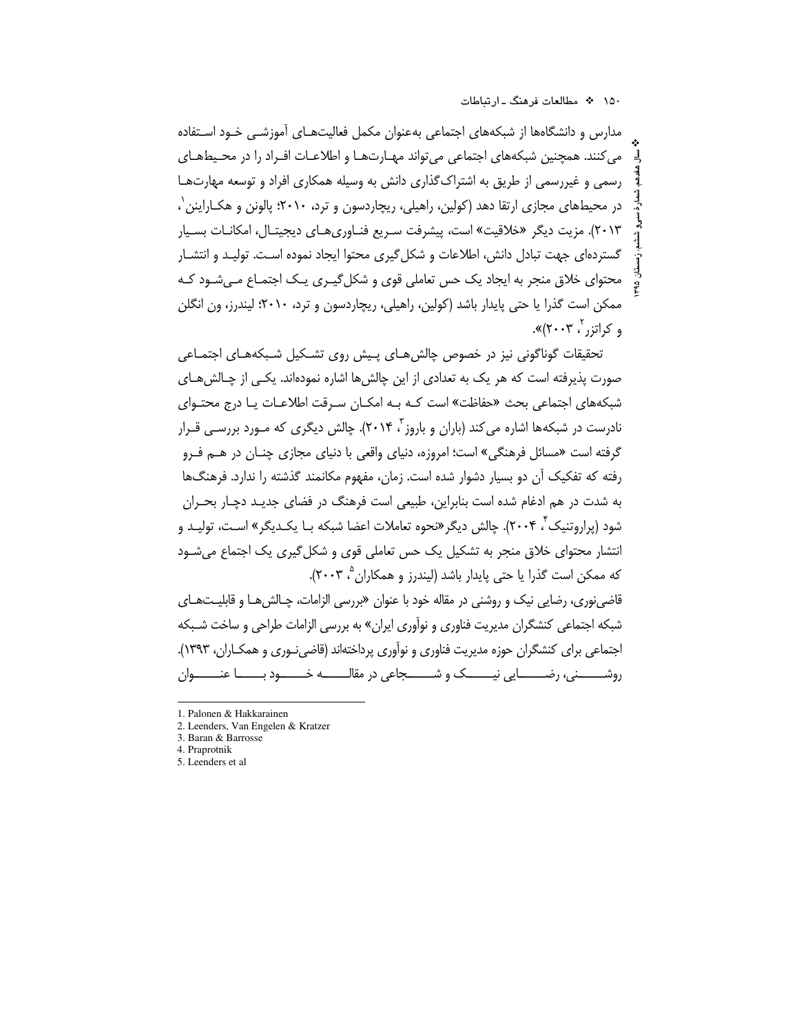مدارس و دانشگاه‌ها از شبکه‌های اجتماعی به‌عنوان مکمل فعالیت‌های آموزشی خود استفاده می‌کنند. همچنین شبکه‌های اجتماعی می‌تواند مهارت‌ها و اطلاعات افراد را در محیط‌های رسمی و غیررسمی از طریق به اشتراک‌گذاری دانش به وسیله همکاری افراد و توسعه مهارت‌ها در محیط‌های مجازی ارتقا دهد (کولین، راهیلی، ریچاردسون و ترد، ۲۰۱۰؛ پالونن و هکاراینن[1]، ۲۰۱۳). مزیت دیگر «خلاقیت» است، پیشرفت سریع فناوری‌های دیجیتال، امکانات بسیار گسترده‌ای جهت تبادل دانش، اطلاعات و شکل‌گیری محتوا ایجاد نموده است. تولید و انتشار محتوای خلاق منجر به ایجاد یک حس تعاملی قوی و شکل‌گیری یک اجتماع می‌شود که ممکن است گذرا یا حتی پایدار باشد (کولین، راهیلی، ریچاردسون و ترد، ۲۰۱۰؛ لیندرز، ون انگلن و کراتزر[2]، ۲۰۰۳)».

تحقیقات گوناگونی نیز در خصوص چالش‌های پیش روی تشکیل شبکه‌های اجتماعی صورت پذیرفته است که هر یک به تعدادی از این چالش‌ها اشاره نموده‌اند. یکی از چالش‌های شبکه‌های اجتماعی بحث «حفاظت» است که به امکان سرقت اطلاعات یا درج محتوای نادرست در شبکه‌ها اشاره می‌کند (باران و باروز[3]، ۲۰۱۴). چالش دیگری که مورد بررسی قرار گرفته است «مسائل فرهنگی» است؛ امروزه، دنیای واقعی با دنیای مجازی چنان در هم فرو رفته که تفکیک آن دو بسیار دشوار شده است. زمان، مفهوم مکانمند گذشته را ندارد. فرهنگ‌ها به شدت در هم ادغام شده است بنابراین، طبیعی است فرهنگ در فضای جدید دچار بحران شود (پراروتنیک[4]، ۲۰۰۴). چالش دیگر «نحوه تعاملات اعضا شبکه با یکدیگر» است، تولید و انتشار محتوای خلاق منجر به تشکیل یک حس تعاملی قوی و شکل‌گیری یک اجتماع می‌شود که ممکن است گذرا یا حتی پایدار باشد (لیندرز و همکاران[5]، ۲۰۰۳).

قاضی‌نوری، رضایی نیک و روشنی در مقاله خود با عنوان «بررسی الزامات، چالش‌ها و قابلیت‌های شبکه اجتماعی کنشگران مدیریت فناوری و نوآوری ایران» به بررسی الزامات طراحی و ساخت شبکه اجتماعی برای کنشگران حوزه مدیریت فناوری و نوآوری پرداخته‌اند (قاضی‌نوری و همکاران، ۱۳۹۳). روشنی، رضایی نیک و شجاعی در مقاله خود با عنوان

---

1. Palonen & Hakkarainen
2. Leenders, Van Engelen & Kratzer
3. Baran & Barrosse
4. Praprotnik
5. Leenders et al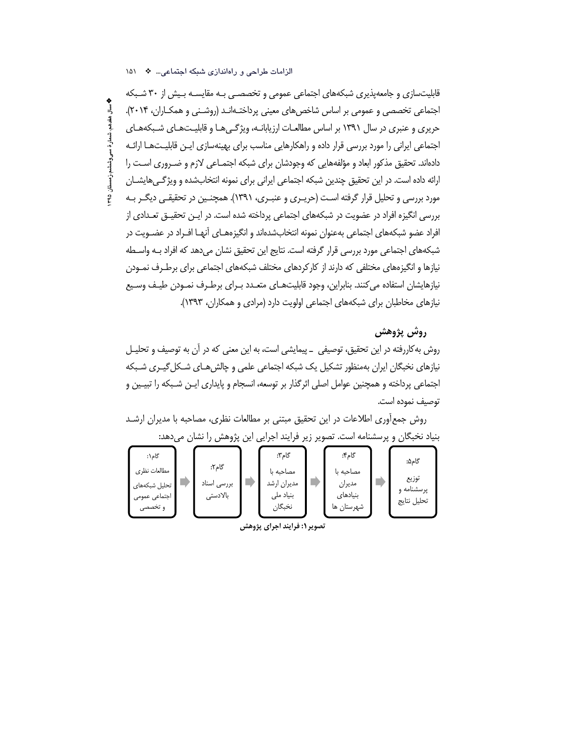قابلیت‌سازی و جامعه‌پذیری شبکه‌های اجتماعی عمومی و تخصصی به مقایسه بیش از ۳۰ شبکه اجتماعی تخصصی و عمومی بر اساس شاخص‌های معینی پرداخته‌اند (روشنی و همکاران، ۲۰۱۴). حریری و عنبری در سال ۱۳۹۱ بر اساس مطالعات ارزیابانه، ویژگی‌ها و قابلیت‌های شبکه‌های اجتماعی ایرانی را مورد بررسی قرار داده و راهکارهایی مناسب برای بهینه‌سازی این قابلیت‌ها ارائه داده‌اند. تحقیق مذکور ابعاد و مؤلفه‌هایی که وجودشان برای شبکه اجتماعی لازم و ضروری است را ارائه داده است. در این تحقیق چندین شبکه اجتماعی ایرانی برای نمونه انتخاب‌شده و ویژگی‌هایشان مورد بررسی و تحلیل قرار گرفته است (حریری و عنبری، ۱۳۹۱). همچنین در تحقیقی دیگر به بررسی انگیزه افراد در عضویت در شبکه‌های اجتماعی پرداخته شده است. در این تحقیق تعدادی از افراد عضو شبکه‌های اجتماعی به‌عنوان نمونه انتخاب‌شده‌اند و انگیزه‌های آنها افراد در عضویت در شبکه‌های اجتماعی مورد بررسی قرار گرفته است. نتایج این تحقیق نشان می‌دهد که افراد به واسطه نیازها و انگیزه‌های مختلفی که دارند از کارکردهای مختلف شبکه‌های اجتماعی برای برطرف نمودن نیازهایشان استفاده می‌کنند. بنابراین، وجود قابلیت‌های متعدد برای برطرف نمودن طیف وسیع نیازهای مخاطبان برای شبکه‌های اجتماعی اولویت دارد (مرادی و همکاران، ۱۳۹۳).

## روش پژوهش

روش به‌کاررفته در این تحقیق، توصیفی ـ پیمایشی است، به این معنی که در آن به توصیف و تحلیل نیازهای نخبگان ایران به‌منظور تشکیل یک شبکه اجتماعی علمی و چالش‌های شکل‌گیری شبکه اجتماعی پرداخته و همچنین عوامل اصلی اثرگذار بر توسعه، انسجام و پایداری این شبکه را تبیین و توصیف نموده است.

روش جمع‌آوری اطلاعات در این تحقیق مبتنی بر مطالعات نظری، مصاحبه با مدیران ارشد بنیاد نخبگان و پرسشنامه است. تصویر زیر فرایند اجرایی این پژوهش را نشان می‌دهد:

گام۱: مطالعات نظری تحلیل شبکه‌های اجتماعی عمومی و تخصصی ← گام۲: بررسی اسناد بالادستی ← گام۳: مصاحبه با مدیران ارشد بنیاد ملی نخبگان ← گام۴: مصاحبه با مدیران بنیادهای شهرستان ها ← گام۵: توزیع پرسشنامه و تحلیل نتایج

**تصویر ۱: فرایند اجرای پژوهش**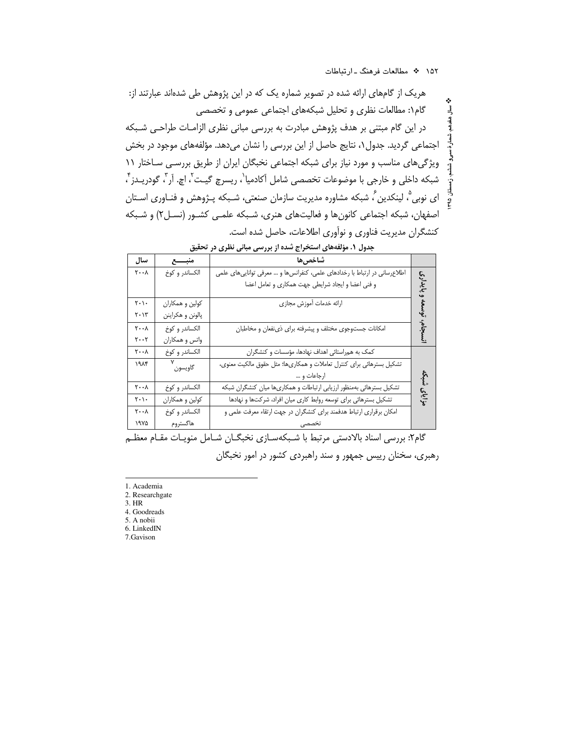هریک از گام‌های ارائه شده در تصویر شماره یک که در این پژوهش طی شده‌اند عبارتند از:

گام۱: مطالعات نظری و تحلیل شبکه‌های اجتماعی عمومی و تخصصی

در این گام مبتنی بر هدف پژوهش مبادرت به بررسی مبانی نظری الزامات طراحی شبکه اجتماعی گردید. جدول۱، نتایج حاصل از این بررسی را نشان می‌دهد. مؤلفه‌های موجود در بخش ویژگی‌های مناسب و مورد نیاز برای شبکه اجتماعی نخبگان ایران از طریق بررسی ساختار ۱۱ شبکه داخلی و خارجی با موضوعات تخصصی شامل آکادمیا[1]، ریسرچ گیت[2]، اچ. آر[3]، گودریدز[4]، ای نوبی[5]، لینکدین[6]، شبکه مشاوره مدیریت سازمان صنعتی، شبکه پژوهش و فناوری استان اصفهان، شبکه اجتماعی کانون‌ها و فعالیت‌های هنری، شبکه علمی کشور (نسل۲) و شبکه کنشگران مدیریت فناوری و نوآوری اطلاعات، حاصل شده است.

**جدول ۱. مؤلفه‌های استخراج شده از بررسی مبانی نظری در تحقیق**

| | شاخص‌ها | منبع | سال |
|---|---|---|---|
| انسجام، توسعه و پایداری | اطلاع‌رسانی در ارتباط با رخدادهای علمی، کنفرانس‌ها و ... معرفی توانایی‌های علمی و فنی اعضا و ایجاد شرایطی جهت همکاری و تعامل اعضا | الکساندر و کوخ | ۲۰۰۸ |
| | ارائه خدمات آموزش مجازی | کولین و همکاران<br>پالونن و هکراینن | ۲۰۱۰<br>۲۰۱۳ |
| | امکانات جست‌وجوی مختلف و پیشرفته برای ذی‌نفعان و مخاطبان | الکساندر و کوخ<br>واتس و همکاران | ۲۰۰۸<br>۲۰۰۲ |
| مزایای شبکه | کمک به هم‌راستائی اهداف نهادها، مؤسسات و کنشگران | الکساندر و کوخ | ۲۰۰۸ |
| | تشکیل بسترهائی برای کنترل تعاملات و همکاری‌ها؛ مثل حقوق مالکیت معنوی، ارجاعات و ... | گاویسون[7] | ۱۹۸۴ |
| | تشکیل بسترهائی به‌منظور ارزیابی ارتباطات و همکاری‌ها میان کنشگران شبکه | الکساندر و کوخ | ۲۰۰۸ |
| | تشکیل بسترهائی برای توسعه روابط کاری میان افراد، شرکت‌ها و نهادها | کولین و همکاران | ۲۰۱۰ |
| | امکان برقراری ارتباط هدفمند برای کنشگران در جهت ارتقاء معرفت علمی و تخصصی | الکساندر و کوخ<br>هاگستروم | ۲۰۰۸<br>۱۹۷۵ |

گام۲: بررسی اسناد بالادستی مرتبط با شبکه‌سازی نخبگان شامل منویات مقام معظم رهبری، سخنان رییس جمهور و سند راهبردی کشور در امور نخبگان

---

1. Academia
2. Researchgate
3. HR
4. Goodreads
5. A nobii
6. LinkedIN
7. Gavison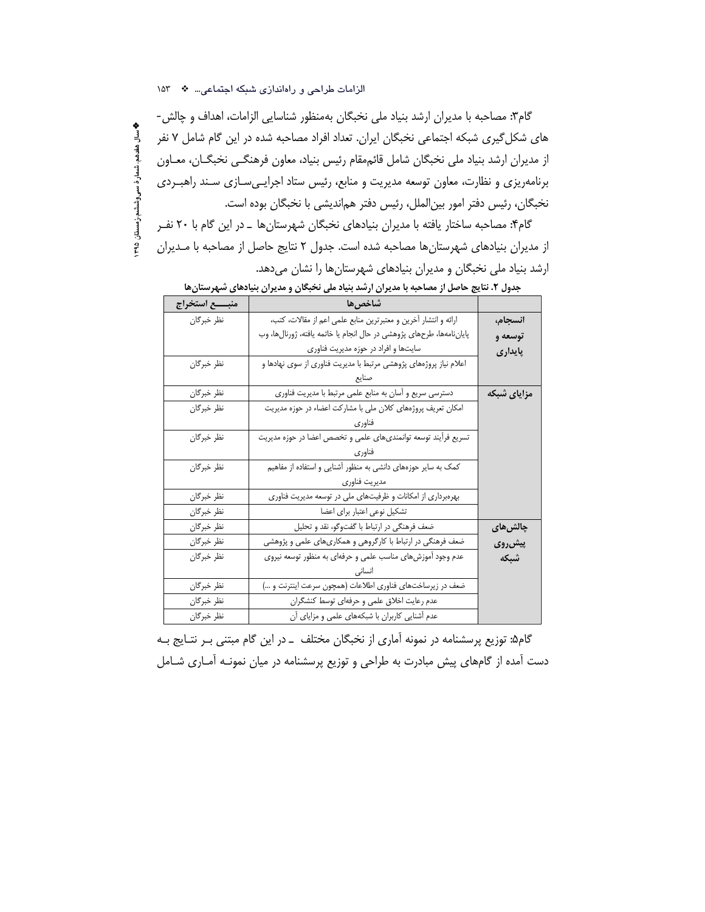گام۳: مصاحبه با مدیران ارشد بنیاد ملی نخبگان به‌منظور شناسایی الزامات، اهداف و چالش‌های شکل‌گیری شبکه اجتماعی نخبگان ایران. تعداد افراد مصاحبه شده در این گام شامل ۷ نفر از مدیران ارشد بنیاد ملی نخبگان شامل قائم‌مقام رئیس بنیاد، معاون فرهنگی نخبگان، معاون برنامه‌ریزی و نظارت، معاون توسعه مدیریت و منابع، رئیس ستاد اجرایی‌سازی سند راهبردی نخبگان، رئیس دفتر امور بین‌الملل، رئیس دفتر هم‌اندیشی با نخبگان بوده است.

گام۴: مصاحبه ساختار یافته با مدیران بنیادهای نخبگان شهرستان‌ها ـ در این گام با ۲۰ نفر از مدیران بنیادهای شهرستان‌ها مصاحبه شده است. جدول ۲ نتایج حاصل از مصاحبه با مدیران ارشد بنیاد ملی نخبگان و مدیران بنیادهای شهرستان‌ها را نشان می‌دهد.

**جدول ۲. نتایج حاصل از مصاحبه با مدیران ارشد بنیاد ملی نخبگان و مدیران بنیادهای شهرستان‌ها**

| | شاخص‌ها | منبع استخراج |
|---|---|---|
| **انسجام، توسعه و پایداری** | ارائه و انتشار آخرین و معتبرترین منابع علمی اعم از مقالات، کتب، پایان‌نامه‌ها، طرح‌های پژوهشی در حال انجام یا خاتمه یافته، ژورنال‌ها، وب سایت‌ها و افراد در حوزه مدیریت فناوری | نظر خبرگان |
| | اعلام نیاز پروژه‌های پژوهشی مرتبط با مدیریت فناوری از سوی نهادها و صنایع | نظر خبرگان |
| **مزایای شبکه** | دسترسی سریع و آسان به منابع علمی مرتبط با مدیریت فناوری | نظر خبرگان |
| | امکان تعریف پروژه‌های کلان ملی با مشارکت اعضاء در حوزه مدیریت فناوری | نظر خبرگان |
| | تسریع فرآیند توسعه توانمندی‌های علمی و تخصص اعضا در حوزه مدیریت فناوری | نظر خبرگان |
| | کمک به سایر حوزه‌های دانشی به منظور آشنایی و استفاده از مفاهیم مدیریت فناوری | نظر خبرگان |
| | بهره‌برداری از امکانات و ظرفیت‌های ملی در توسعه مدیریت فناوری | نظر خبرگان |
| | تشکیل نوعی اعتبار برای اعضا | نظر خبرگان |
| **چالش‌های پیش‌روی شبکه** | ضعف فرهنگی در ارتباط با گفت‌وگو، نقد و تحلیل | نظر خبرگان |
| | ضعف فرهنگی در ارتباط با کارگروهی و همکاری‌های علمی و پژوهشی | نظر خبرگان |
| | عدم وجود آموزش‌های مناسب علمی و حرفه‌ای به منظور توسعه نیروی انسانی | نظر خبرگان |
| | ضعف در زیرساخت‌های فناوری اطلاعات (همچون سرعت اینترنت و ...) | نظر خبرگان |
| | عدم رعایت اخلاق علمی و حرفه‌ای توسط کنشگران | نظر خبرگان |
| | عدم آشنایی کاربران با شبکه‌های علمی و مزایای آن | نظر خبرگان |

گام۵: توزیع پرسشنامه در نمونه آماری از نخبگان مختلف ـ در این گام مبتنی بر نتایج به دست آمده از گام‌های پیش مبادرت به طراحی و توزیع پرسشنامه در میان نمونه آماری شامل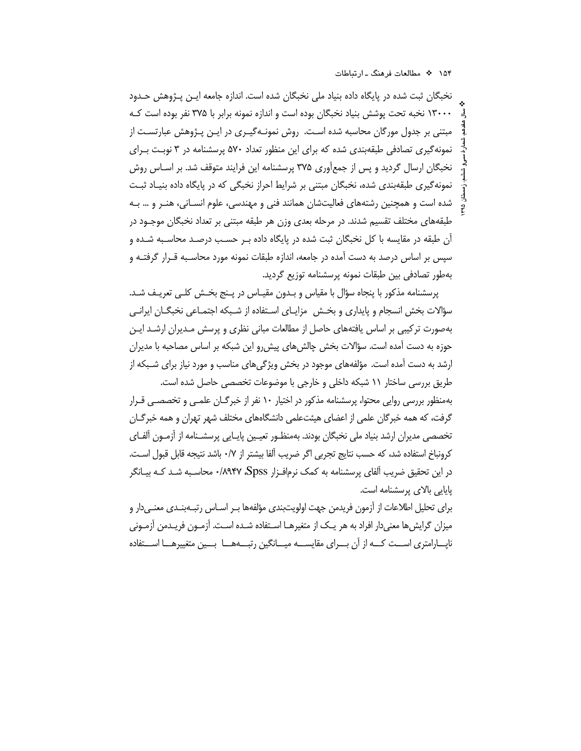نخبگان ثبت شده در پایگاه داده بنیاد ملی نخبگان شده است. اندازه جامعه ایـن پـژوهش حـدود ۱۳۰۰۰ نخبه تحت پوشش بنیاد نخبگان بوده است و اندازه نمونه برابر با ۳۷۵ نفر بوده است کـه مبتنی بر جدول مورگان محاسبه شده اسـت. روش نمونـه‌گیـری در ایـن پـژوهش عبارتسـت از نمونه‌گیری تصادفی طبقه‌بندی شده که برای این منظور تعداد ۵۷۰ پرسشنامه در ۳ نوبـت بـرای نخبگان ارسال گردید و پس از جمع‌آوری ۳۷۵ پرسشنامه این فرایند متوقف شد. بر اسـاس روش نمونه‌گیری طبقه‌بندی شده، نخبگان مبتنی بر شرایط احراز نخبگی که در پایگاه داده بنیـاد ثبـت شده است و همچنین رشته‌های فعالیت‌شان همانند فنی و مهندسی، علوم انسـانی، هنـر و ... بـه طبقه‌های مختلف تقسیم شدند. در مرحله بعدی وزن هر طبقه مبتنی بر تعداد نخبگان موجـود در آن طبقه در مقایسه با کل نخبگان ثبت شده در پایگاه داده بـر حسـب درصـد محاسـبه شـده و سپس بر اساس درصد به دست آمده در جامعه، اندازه طبقات نمونه مورد محاسـبه قـرار گرفتـه و به‌طور تصادفی بین طبقات نمونه پرسشنامه توزیع گردید.

پرسشنامه مذکور با پنجاه سؤال با مقیاس و بـدون مقیـاس در پـنج بخـش کلـی تعریـف شـد. سؤالات بخش انسجام و پایداری و بخـش مزایـای اسـتفاده از شـبکه اجتمـاعی نخبگـان ایرانـی به‌صورت ترکیبی بر اساس یافته‌های حاصل از مطالعات مبانی نظری و پرسش مـدیران ارشـد ایـن حوزه به دست آمده است. سؤالات بخش چالش‌های پیش‌رو این شبکه بر اساس مصاحبه با مدیران ارشد به دست آمده است. مؤلفه‌های موجود در بخش ویژگی‌های مناسب و مورد نیاز برای شـبکه از طریق بررسی ساختار ۱۱ شبکه داخلی و خارجی با موضوعات تخصصی حاصل شده است.

به‌منظور بررسی روایی محتوا، پرسشنامه مذکور در اختیار ۱۰ نفر از خبرگـان علمـی و تخصصـی قـرار گرفت، که همه خبرگان علمی از اعضای هیئت‌علمی دانشگاه‌های مختلف شهر تهران و همه خبرگـان تخصصی مدیران ارشد بنیاد ملی نخبگان بودند. به‌منظـور تعیـین پایـایی پرسشـنامه از آزمـون آلفـای کرونباخ استفاده شد، که حسب نتایج تجربی اگر ضریب آلفا بیشتر از ۰/۷ باشد نتیجه قابل قبول اسـت. در این تحقیق ضریب آلفای پرسشنامه به کمک نرم‌افـزار Spss، ۰/۸۹۴۷ محاسـبه شـد کـه بیـانگر پایایی بالای پرسشنامه است.

برای تحلیل اطلاعات از آزمون فریدمن جهت اولویت‌بندی مؤلفه‌ها بـر اسـاس رتبـه‌بنـدی معنـی‌دار و میزان گرایش‌ها معنی‌دار افراد به هر یـک از متغیرهـا اسـتفاده شـده اسـت. آزمـون فریـدمن آزمـونی ناپـارامتری اسـت کـه از آن بـرای مقایسـه میـانگین رتبـه‌هـا بـین متغیرهـا اسـتفاده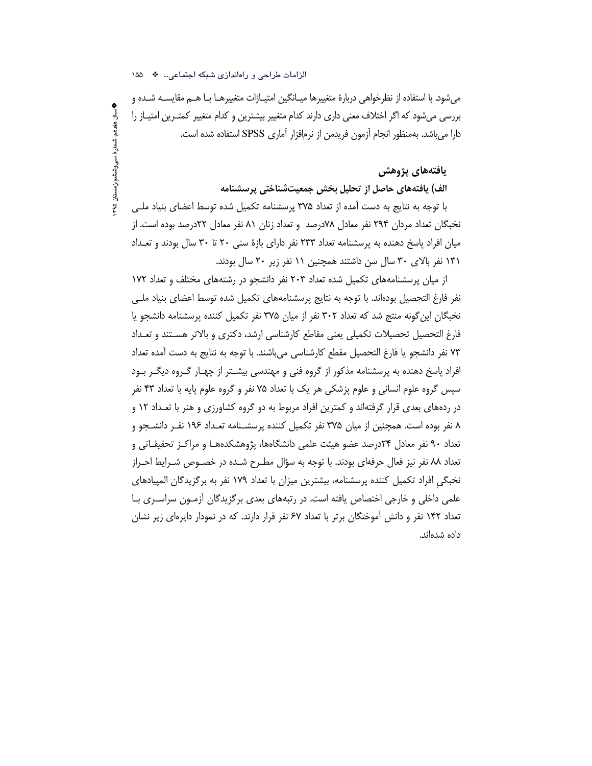می‌شود. با استفاده از نظرخواهی دربارهٔ متغیرها میـانگین امتیـازات متغییرهـا بـا هـم مقایسـه شـده و بررسی می‌شود که اگر اختلاف معنی داری دارند کدام متغییر بیشترین و کدام متغییر کمتـرین امتیـاز را دارا می‌باشد. به‌منظور انجام آزمون فریدمن از نرم‌افزار آماری SPSS استفاده شده است.

## یافته‌های پژوهش

### الف) یافته‌های حاصل از تحلیل بخش جمعیت‌شناختی پرسشنامه

با توجه به نتایج به دست آمده از تعداد ۳۷۵ پرسشنامه تکمیل شده توسط اعضای بنیاد ملـی نخبگان تعداد مردان ۲۹۴ نفر معادل ۷۸درصد و تعداد زنان ۸۱ نفر معادل ۲۲درصد بوده است. از میان افراد پاسخ دهنده به پرسشنامه تعداد ۲۳۳ نفر دارای بازهٔ سنی ۲۰ تا ۳۰ سال بودند و تعـداد ۱۳۱ نفر بالای ۳۰ سال سن داشتند همچنین ۱۱ نفر زیر ۲۰ سال بودند.

از میان پرسشنامه‌های تکمیل شده تعداد ۲۰۳ نفر دانشجو در رشته‌های مختلف و تعداد ۱۷۲ نفر فارغ التحصیل بوده‌اند. با توجه به نتایج پرسشنامه‌های تکمیل شده توسط اعضای بنیاد ملـی نخبگان این‌گونه منتج شد که تعداد ۳۰۲ نفر از میان ۳۷۵ نفر تکمیل کننده پرسشنامه دانشجو یا فارغ التحصیل تحصیلات تکمیلی یعنی مقاطع کارشناسی ارشد، دکتری و بالاتر هسـتند و تعـداد ۷۳ نفر دانشجو یا فارغ التحصیل مقطع کارشناسی می‌باشند. با توجه به نتایج به دست آمده تعداد افراد پاسخ دهنده به پرسشنامه مذکور از گروه فنی و مهندسی بیشـتر از چهـار گـروه دیگـر بـود سپس گروه علوم انسانی و علوم پزشکی هر یک با تعداد ۷۵ نفر و گروه علوم پایه با تعداد ۴۳ نفر در رده‌های بعدی قرار گرفته‌اند و کمترین افراد مربوط به دو گروه کشاورزی و هنر با تعـداد ۱۲ و ۸ نفر بوده است. همچنین از میان ۳۷۵ نفر تکمیل کننده پرسشـنامه تعـداد ۱۹۶ نفـر دانشـجو و تعداد ۹۰ نفر معادل ۲۴درصد عضو هیئت علمی دانشگاه‌ها، پژوهشکده‌هـا و مراکـز تحقیقـاتی و تعداد ۸۸ نفر نیز فعال حرفه‌ای بودند. با توجه به سؤال مطـرح شـده در خصـوص شـرایط احـراز نخبگیِ افراد تکمیل کننده پرسشنامه، بیشترین میزان با تعداد ۱۷۹ نفر به برگزیدگان المپیادهای علمی داخلی و خارجی اختصاص یافته است. در رتبه‌های بعدی برگزیدگان آزمـون سراسـری بـا تعداد ۱۴۲ نفر و دانش آموختگان برتر با تعداد ۶۷ نفر قرار دارند. که در نمودار دایره‌ای زیر نشان داده شده‌اند.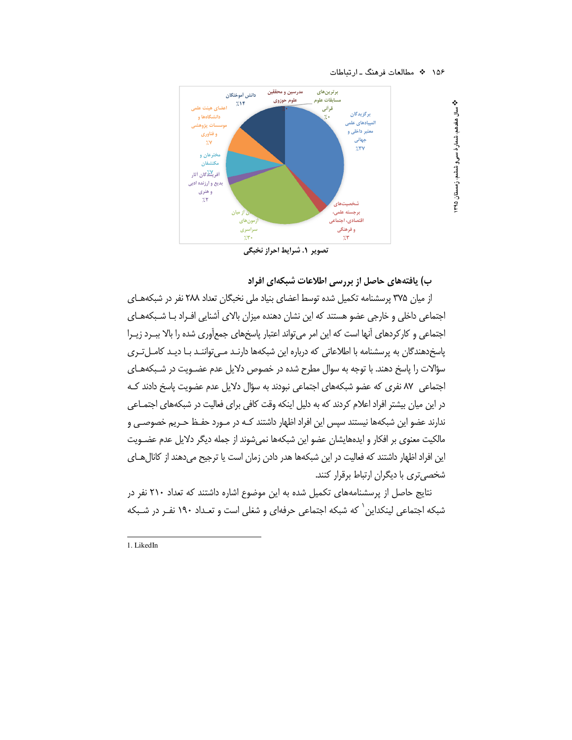تصویر ۱. شرایط احراز نخبگی

### ب) یافته‌های حاصل از بررسی اطلاعات شبکه‌ای افراد

از میان ۳۷۵ پرسشنامه تکمیل شده توسط اعضای بنیاد ملی نخبگان تعداد ۲۸۸ نفر در شبکه‌های اجتماعی داخلی و خارجی عضو هستند که این نشان دهنده میزان بالای آشنایی افراد با شبکه‌های اجتماعی و کارکردهای آنها است که این امر می‌تواند اعتبار پاسخ‌های جمع‌آوری شده را بالا ببرد زیرا پاسخ‌دهندگان به پرسشنامه با اطلاعاتی که درباره این شبکه‌ها دارند می‌توانند با دید کامل‌تری سؤالات را پاسخ دهند. با توجه به سوال مطرح شده در خصوص دلایل عدم عضویت در شبکه‌های اجتماعی ۸۷ نفری که عضو شبکه‌های اجتماعی نبودند به سؤال دلایل عدم عضویت پاسخ دادند که در این میان بیشتر افراد اعلام کردند که به دلیل اینکه وقت کافی برای فعالیت در شبکه‌های اجتماعی ندارند عضو این شبکه‌ها نیستند سپس این افراد اظهار داشتند که در مورد حفظ حریم خصوصی و مالکیت معنوی بر افکار و ایده‌هایشان عضو این شبکه‌ها نمی‌شوند از جمله دیگر دلایل عدم عضویت این افراد اظهار داشتند که فعالیت در این شبکه‌ها هدر دادن زمان است یا ترجیح می‌دهند از کانال‌های شخصی‌تری با دیگران ارتباط برقرار کنند.

نتایج حاصل از پرسشنامه‌های تکمیل شده به این موضوع اشاره داشتند که تعداد ۲۱۰ نفر در شبکه اجتماعی لینکداین[1] که شبکه اجتماعی حرفه‌ای و شغلی است و تعداد ۱۹۰ نفر در شبکه

1. LinkedIn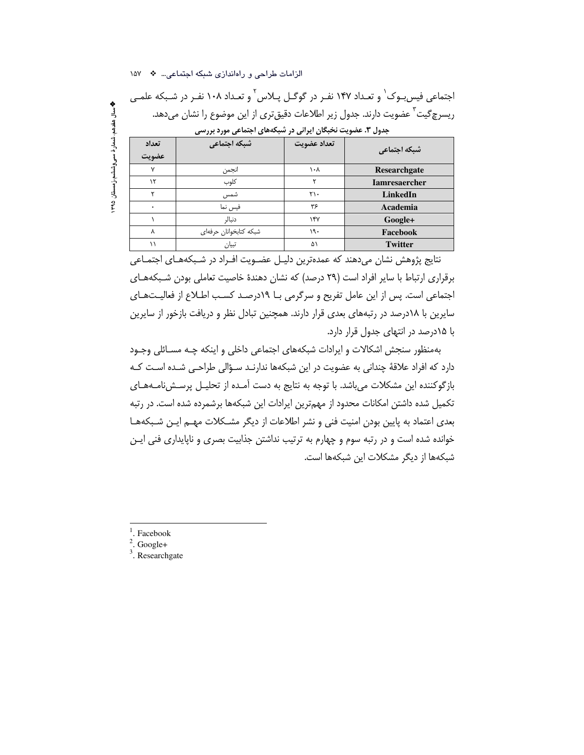اجتماعی فیس‌بوک[1] و تعداد ۱۴۷ نفر در گوگل پلاس[2] و تعداد ۱۰۸ نفر در شبکه علمی ریسرچ‌گیت[3] عضویت دارند. جدول زیر اطلاعات دقیق‌تری از این موضوع را نشان می‌دهد.

**جدول ۳. عضویت نخبگان ایرانی در شبکه‌های اجتماعی مورد بررسی**

| شبکه اجتماعی | تعداد عضویت | شبکه اجتماعی | تعداد عضویت |
|---|---|---|---|
| **Researchgate** | ۱۰۸ | انجمن | ۷ |
| **Iamresaercher** | ۲ | کلوب | ۱۲ |
| **LinkedIn** | ۲۱۰ | شمس | ۲ |
| **Academia** | ۳۶ | فیس نما | ۰ |
| **Google+** | ۱۴۷ | دنبالر | ۱ |
| **Facebook** | ۱۹۰ | شبکه کتابخوانان حرفه‌ای | ۸ |
| **Twitter** | ۵۱ | تبیان | ۱۱ |

نتایج پژوهش نشان می‌دهند که عمده‌ترین دلیل عضویت افراد در شبکه‌های اجتماعی برقراری ارتباط با سایر افراد است (۲۹ درصد) که نشان دهندهٔ خاصیت تعاملی بودن شبکه‌های اجتماعی است. پس از این عامل تفریح و سرگرمی با ۱۹درصد کسب اطلاع از فعالیت‌های سایرین با ۱۸درصد در رتبه‌های بعدی قرار دارند. همچنین تبادل نظر و دریافت بازخور از سایرین با ۱۵درصد در انتهای جدول قرار دارد.

به‌منظور سنجش اشکالات و ایرادات شبکه‌های اجتماعی داخلی و اینکه چه مسائلی وجود دارد که افراد علاقهٔ چندانی به عضویت در این شبکه‌ها ندارند سؤالی طراحی شده است که بازگوکننده این مشکلات می‌باشد. با توجه به نتایج به دست آمده از تحلیل پرسش‌نامه‌های تکمیل شده داشتن امکانات محدود از مهم‌ترین ایرادات این شبکه‌ها برشمرده شده است. در رتبه بعدی اعتماد به پایین بودن امنیت فنی و نشر اطلاعات از دیگر مشکلات مهم این شبکه‌ها خوانده شده است و در رتبه سوم و چهارم به ترتیب نداشتن جذابیت بصری و ناپایداری فنی این شبکه‌ها از دیگر مشکلات این شبکه‌ها است.

---

[1]. Facebook
[2]. Google+
[3]. Researchgate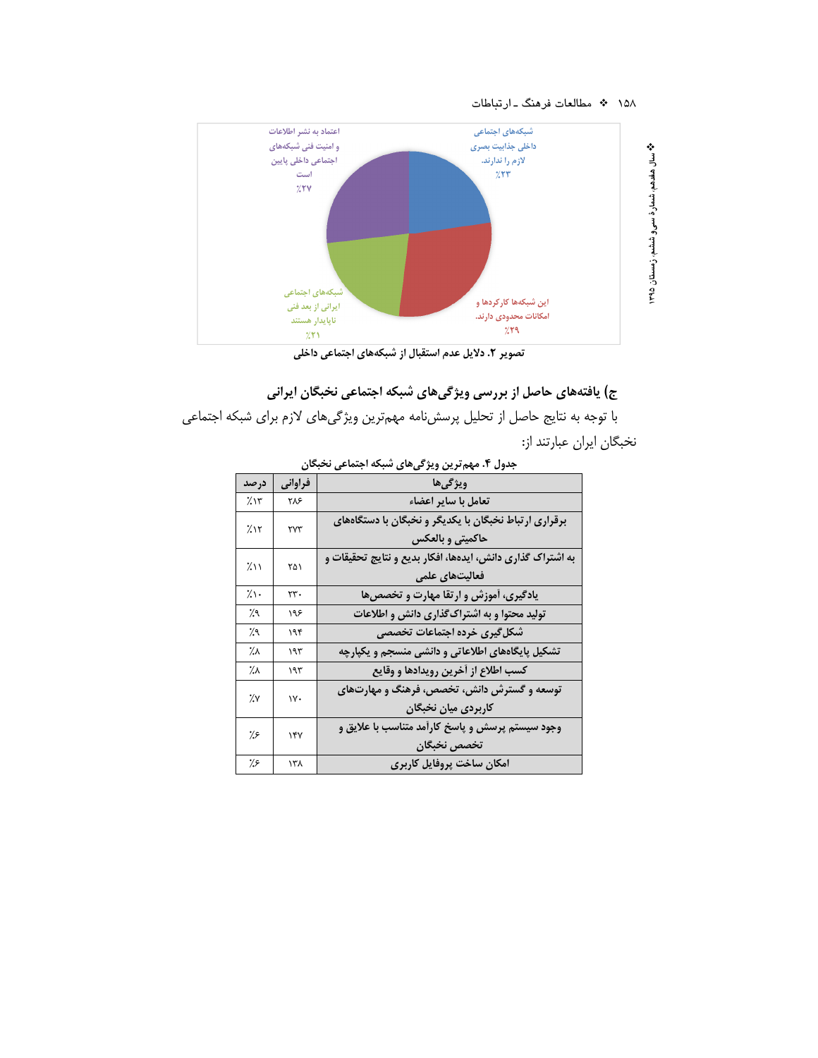تصویر ۲. دلایل عدم استقبال از شبکه‌های اجتماعی داخلی

شبکه‌های اجتماعی داخلی جذابیت بصری لازم را ندارند. ٪۲۳

این شبکه‌ها کارکردها و امکانات محدودی دارند. ٪۲۹

شبکه‌های اجتماعی ایرانی از بعد فنی ناپایدار هستند. ٪۲۱

اعتماد به نشر اطلاعات و امنیت فنی شبکه‌های اجتماعی داخلی پایین است ٪۲۷

### ج) یافته‌های حاصل از بررسی ویژگی‌های شبکه اجتماعی نخبگان ایرانی

با توجه به نتایج حاصل از تحلیل پرسش‌نامه مهم‌ترین ویژگی‌های لازم برای شبکه اجتماعی نخبگان ایران عبارتند از:

جدول ۴. مهم‌ترین ویژگی‌های شبکه اجتماعی نخبگان

| ویژگی‌ها | فراوانی | درصد |
|---|---|---|
| تعامل با سایر اعضاء | ۲۸۶ | ٪۱۳ |
| برقراری ارتباط نخبگان با یکدیگر و نخبگان با دستگاه‌های حاکمیتی و بالعکس | ۲۷۳ | ٪۱۲ |
| به اشتراک گذاری دانش، ایده‌ها، افکار بدیع و نتایج تحقیقات و فعالیت‌های علمی | ۲۵۱ | ٪۱۱ |
| یادگیری، آموزش و ارتقا مهارت و تخصص‌ها | ۲۳۰ | ٪۱۰ |
| تولید محتوا و به اشتراک‌گذاری دانش و اطلاعات | ۱۹۶ | ٪۹ |
| شکل‌گیری خرده اجتماعات تخصصی | ۱۹۴ | ٪۹ |
| تشکیل پایگاه‌های اطلاعاتی و دانشی منسجم و یکپارچه | ۱۹۳ | ٪۸ |
| کسب اطلاع از آخرین رویدادها و وقایع | ۱۹۳ | ٪۸ |
| توسعه و گسترش دانش، تخصص، فرهنگ و مهارت‌های کاربردی میان نخبگان | ۱۷۰ | ٪۷ |
| وجود سیستم پرسش و پاسخ کارآمد متناسب با علایق و تخصص نخبگان | ۱۴۷ | ٪۶ |
| امکان ساخت پروفایل کاربری | ۱۳۸ | ٪۶ |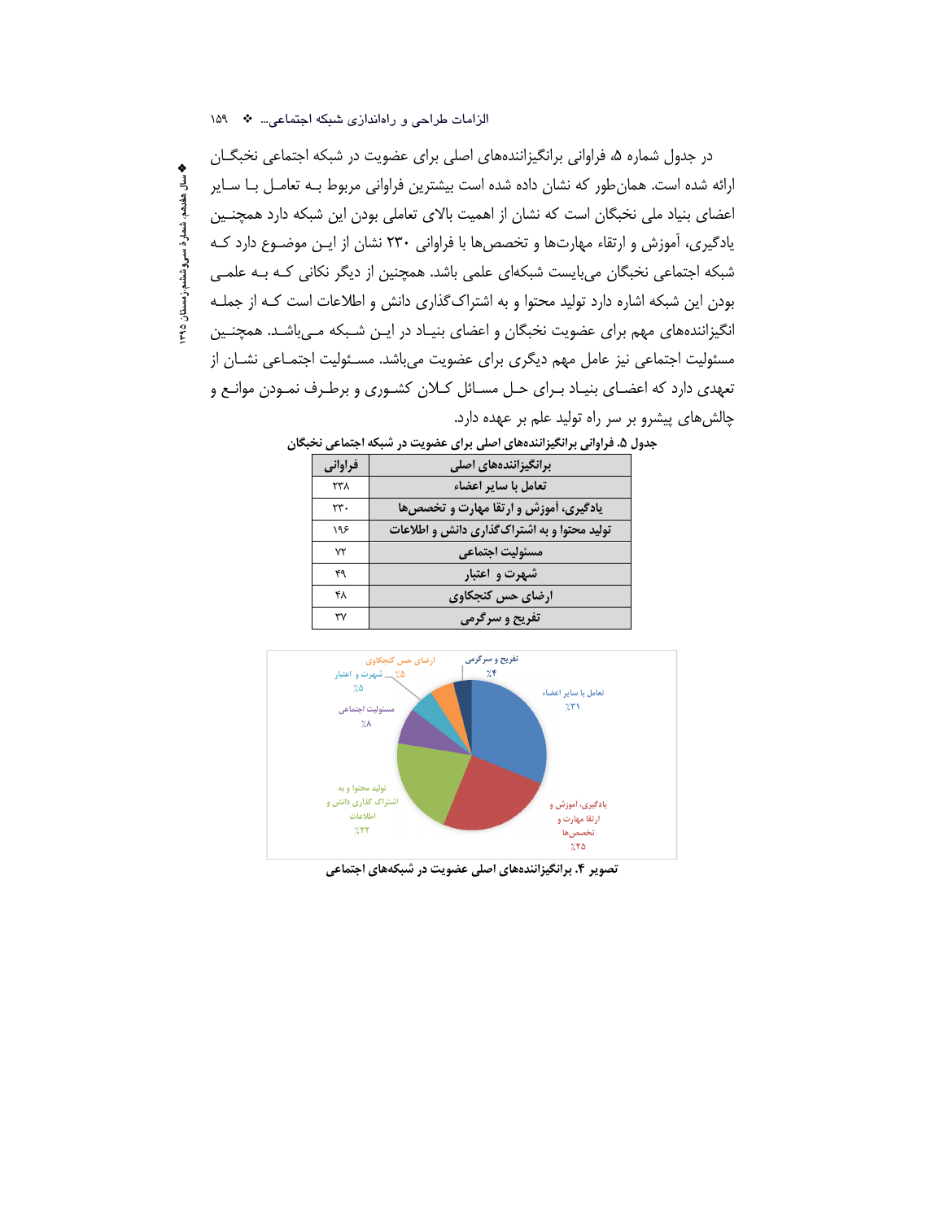در جدول شماره ۵، فراوانی برانگیزاننده‌های اصلی برای عضویت در شبکه اجتماعی نخبگان ارائه شده است. همان‌طور که نشان داده شده است بیشترین فراوانی مربوط بـه تعامـل بـا سـایر اعضای بنیاد ملی نخبگان است که نشان از اهمیت بالای تعاملی بودن این شبکه دارد همچنـین یادگیری، آموزش و ارتقاء مهارت‌ها و تخصص‌ها با فراوانی ۲۳۰ نشان از ایـن موضـوع دارد کـه شبکه اجتماعی نخبگان می‌بایست شبکه‌ای علمی باشد. همچنین از دیگر نکاتی کـه بـه علمـی بودن این شبکه اشاره دارد تولید محتوا و به اشتراک‌گذاری دانش و اطلاعات است کـه از جملـه انگیزاننده‌های مهم برای عضویت نخبگان و اعضای بنیـاد در ایـن شـبکه مـی‌باشـد. همچنـین مسئولیت اجتماعی نیز عامل مهم دیگری برای عضویت می‌باشد. مسـئولیت اجتمـاعی نشـان از تعهدی دارد که اعضـای بنیـاد بـرای حـل مسـائل کـلان کشـوری و برطـرف نمـودن موانـع و چالش‌های پیشرو بر سر راه تولید علم بر عهده دارد.

**جدول ۵. فراوانی برانگیزاننده‌های اصلی برای عضویت در شبکه اجتماعی نخبگان**

| برانگیزاننده‌های اصلی | فراوانی |
|---|---|
| تعامل با سایر اعضاء | ۲۳۸ |
| یادگیری، آموزش و ارتقا مهارت و تخصص‌ها | ۲۳۰ |
| تولید محتوا و به اشتراک‌گذاری دانش و اطلاعات | ۱۹۶ |
| مسئولیت اجتماعی | ۷۳ |
| شهرت و اعتبار | ۴۹ |
| ارضای حس کنجکاوی | ۴۸ |
| تفریح و سرگرمی | ۳۷ |

**تصویر ۴. برانگیزاننده‌های اصلی عضویت در شبکه‌های اجتماعی**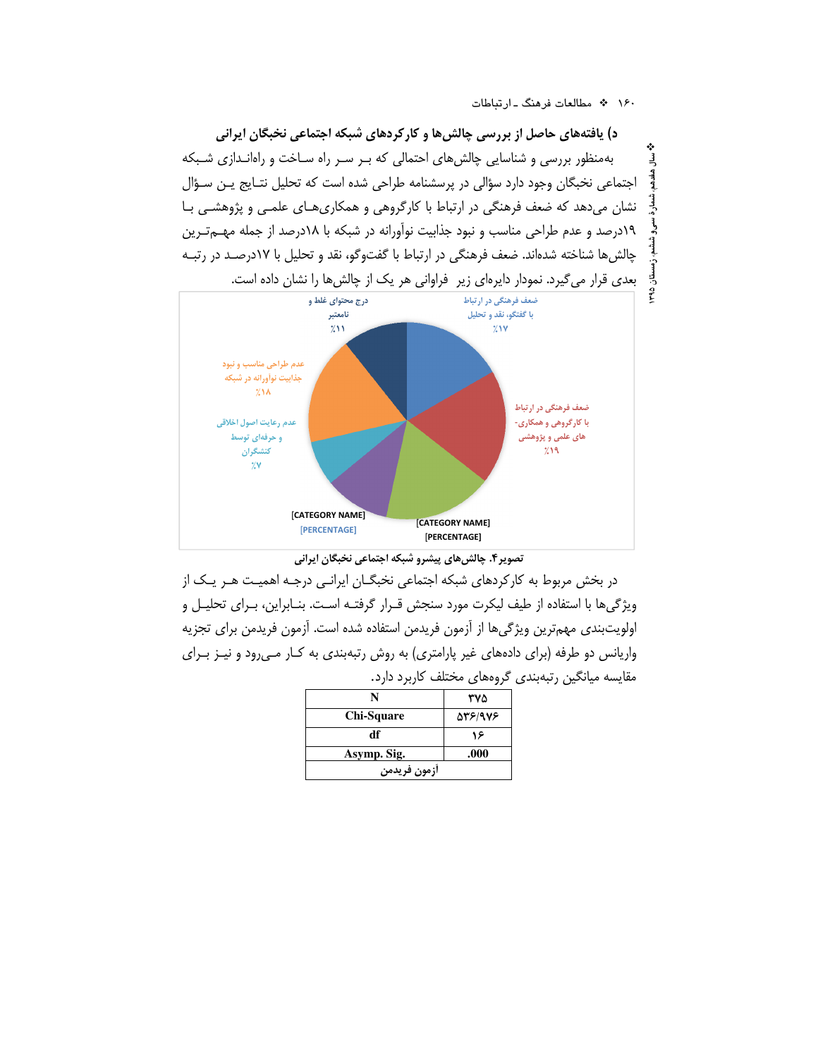### د) یافته‌های حاصل از بررسی چالش‌ها و کارکردهای شبکه اجتماعی نخبگان ایرانی

به‌منظور بررسی و شناسایی چالش‌های احتمالی که بر سر راه ساخت و راه‌اندازی شبکه اجتماعی نخبگان وجود دارد سؤالی در پرسشنامه طراحی شده است که تحلیل نتایج این سؤال نشان می‌دهد که ضعف فرهنگی در ارتباط با کارگروهی و همکاری‌های علمی و پژوهشی با ۱۹درصد و عدم طراحی مناسب و نبود جذابیت نوآورانه در شبکه با ۱۸درصد از جمله مهم‌ترین چالش‌ها شناخته شده‌اند. ضعف فرهنگی در ارتباط با گفت‌وگو، نقد و تحلیل با ۱۷درصد در رتبه بعدی قرار می‌گیرد. نمودار دایره‌ای زیر فراوانی هر یک از چالش‌ها را نشان داده است.

ضعف فرهنگی در ارتباط با گفتگو، نقد و تحلیل ٪۱۷

ضعف فرهنگی در ارتباط با کارگروهی و همکاری‌-های علمی و پژوهشی ٪۱۹

[CATEGORY NAME] [PERCENTAGE]

[CATEGORY NAME] [PERCENTAGE]

عدم رعایت اصول اخلاقی و حرفه‌ای توسط کنشگران ٪۷

عدم طراحی مناسب و نبود جذابیت نوآورانه در شبکه ٪۱۸

درج محتوای غلط و نامعتبر ٪۱۱

**تصویر۴. چالش‌های پیشرو شبکه اجتماعی نخبگان ایرانی**

در بخش مربوط به کارکردهای شبکه اجتماعی نخبگان ایرانی درجه اهمیت هر یک از ویژگی‌ها با استفاده از طیف لیکرت مورد سنجش قرار گرفته است. بنابراین، برای تحلیل و اولویت‌بندی مهم‌ترین ویژگی‌ها از آزمون فریدمن استفاده شده است. آزمون فریدمن برای تجزیه واریانس دو طرفه (برای داده‌های غیر پارامتری) به روش رتبه‌بندی به کار می‌رود و نیز برای مقایسه میانگین رتبه‌بندی گروه‌های مختلف کاربرد دارد.

| N | ۳۷۵ |
|---|---|
| Chi-Square | ۵۳۶/۹۷۶ |
| df | ۱۶ |
| Asymp. Sig. | .000 |
| آزمون فریدمن | |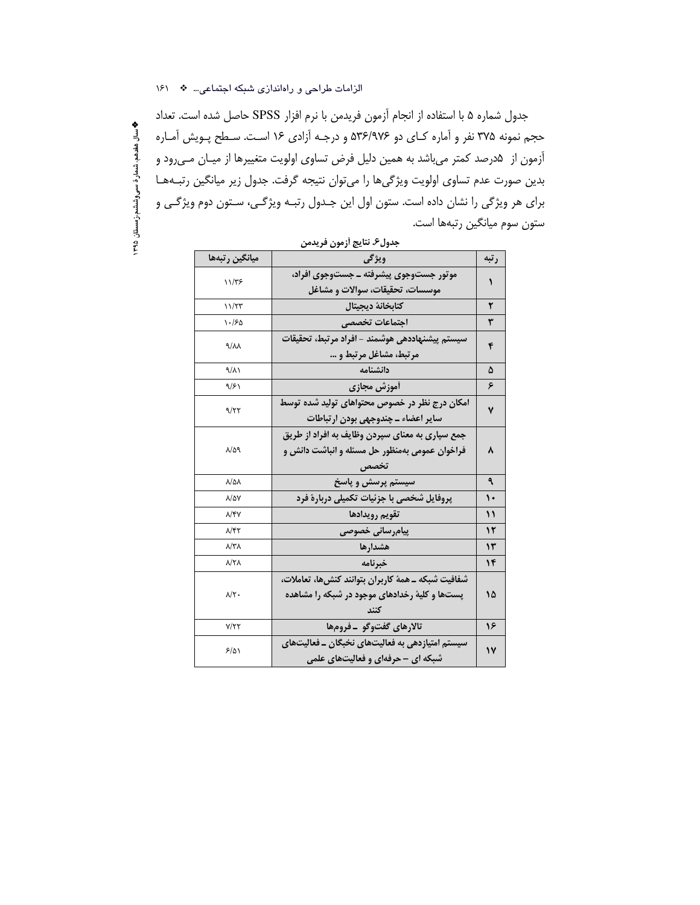جدول شماره ۵ با استفاده از انجام آزمون فریدمن با نرم افزار SPSS حاصل شده است. تعداد حجم نمونه ۳۷۵ نفر و آماره کای دو ۵۳۶/۹۷۶ و درجه آزادی ۱۶ است. سطح پویش آماره آزمون از ۵درصد کمتر می‌باشد به همین دلیل فرض تساوی اولویت متغییرها از میان می‌رود و بدین صورت عدم تساوی اولویت ویژگی‌ها را می‌توان نتیجه گرفت. جدول زیر میانگین رتبه‌ها برای هر ویژگی را نشان داده است. ستون اول این جدول رتبه ویژگی، ستون دوم ویژگی و ستون سوم میانگین رتبه‌ها است.

**جدول۶. نتایج آزمون فریدمن**

| رتبه | ویژگی | میانگین رتبه‌ها |
|---|---|---|
| ۱ | موتور جست‌وجوی پیشرفته ـ جست‌وجوی افراد، موسسات، تحقیقات، سوالات و مشاغل | ۱۱/۳۶ |
| ۲ | کتابخانهٔ دیجیتال | ۱۱/۲۳ |
| ۳ | اجتماعات تخصصی | ۱۰/۶۵ |
| ۴ | سیستم پیشنهاددهی هوشمند – افراد مرتبط، تحقیقات مرتبط، مشاغل مرتبط و ... | ۹/۸۸ |
| ۵ | دانشنامه | ۹/۸۱ |
| ۶ | آموزش مجازی | ۹/۶۱ |
| ۷ | امکان درج نظر در خصوص محتواهای تولید شده توسط سایر اعضاء ـ چندوجهی بودن ارتباطات | ۹/۲۲ |
| ۸ | جمع سپاری به معنای سپردن وظایف به افراد از طریق فراخوان عمومی به‌منظور حل مسئله و انباشت دانش و تخصص | ۸/۵۹ |
| ۹ | سیستم پرسش و پاسخ | ۸/۵۸ |
| ۱۰ | پروفایل شخصی با جزئیات تکمیلی دربارهٔ فرد | ۸/۵۷ |
| ۱۱ | تقویم رویدادها | ۸/۴۷ |
| ۱۲ | پیام‌رسانی خصوصی | ۸/۴۲ |
| ۱۳ | هشدارها | ۸/۳۸ |
| ۱۴ | خبرنامه | ۸/۲۸ |
| ۱۵ | شفافیت شبکه ـ همهٔ کاربران بتوانند کنش‌ها، تعاملات، پست‌ها و کلیهٔ رخدادهای موجود در شبکه را مشاهده کنند | ۸/۲۰ |
| ۱۶ | تالارهای گفت‌وگو ـ فروم‌ها | ۷/۲۲ |
| ۱۷ | سیستم امتیازدهی به فعالیت‌های نخبگان ـ فعالیت‌های شبکه ای – حرفه‌ای و فعالیت‌های علمی | ۶/۵۱ |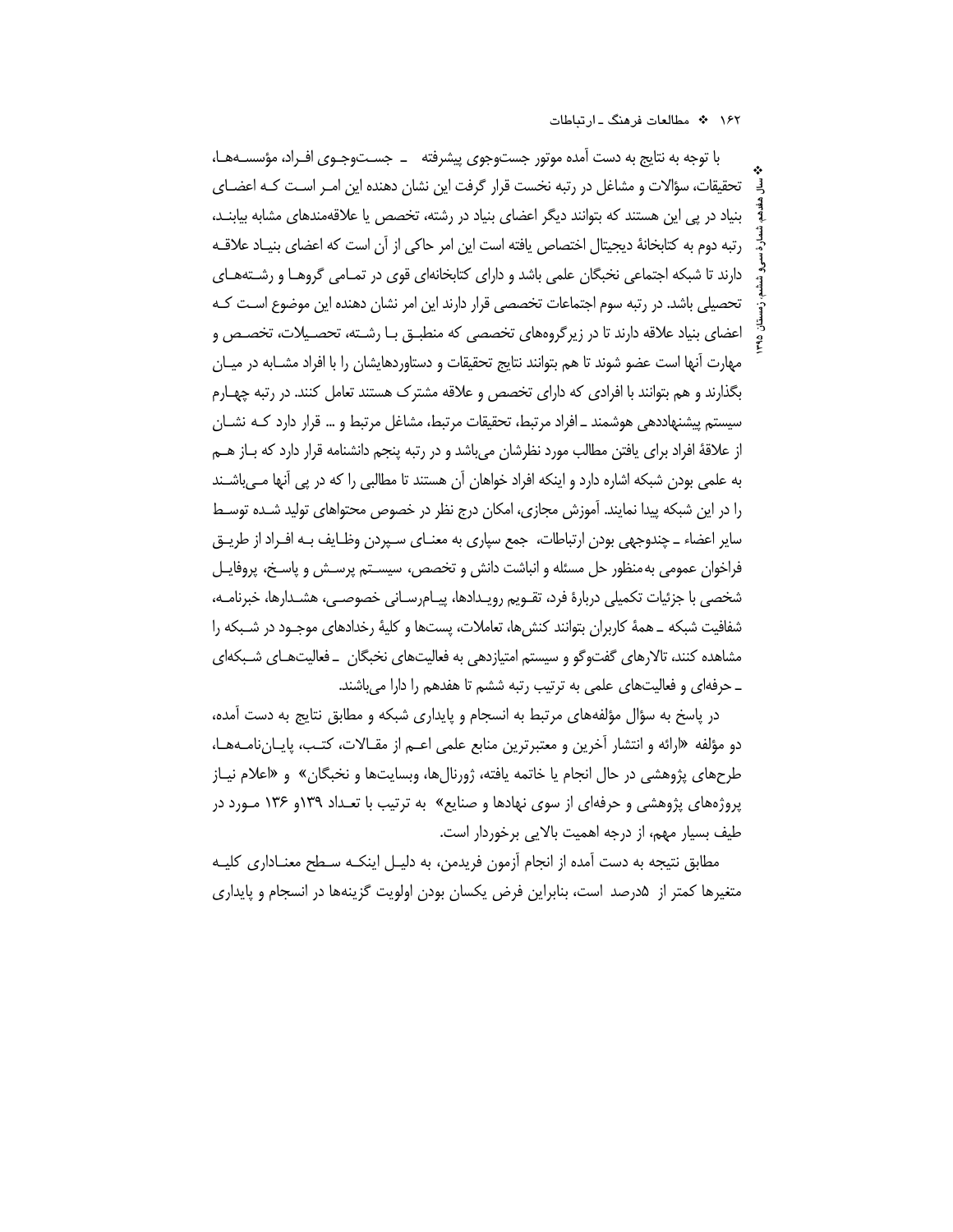با توجه به نتایج به دست آمده موتور جست‌وجوی پیشرفته ـ جست‌وجوی افراد، مؤسسه‌ها، تحقیقات، سؤالات و مشاغل در رتبه نخست قرار گرفت این نشان دهنده این امر است که اعضای بنیاد در پی این هستند که بتوانند دیگر اعضای بنیاد در رشته، تخصص یا علاقه‌مندهای مشابه بیابند، رتبه دوم به کتابخانهٔ دیجیتال اختصاص یافته است این امر حاکی از آن است که اعضای بنیاد علاقه دارند تا شبکه اجتماعی نخبگان علمی باشد و دارای کتابخانه‌ای قوی در تمامی گروهها و رشته‌های تحصیلی باشد. در رتبه سوم اجتماعات تخصصی قرار دارند این امر نشان دهنده این موضوع است که اعضای بنیاد علاقه دارند تا در زیرگروه‌های تخصصی که منطبق با رشته، تحصیلات، تخصص و مهارت آنها است عضو شوند تا هم بتوانند نتایج تحقیقات و دستاوردهایشان را با افراد مشابه در میان بگذارند و هم بتوانند با افرادی که دارای تخصص و علاقه مشترک هستند تعامل کنند. در رتبه چهارم سیستم پیشنهاددهی هوشمند ـ افراد مرتبط، تحقیقات مرتبط، مشاغل مرتبط و ... قرار دارد که نشان از علاقهٔ افراد برای یافتن مطالب مورد نظرشان می‌باشد و در رتبه پنجم دانشنامه قرار دارد که باز هم به علمی بودن شبکه اشاره دارد و اینکه افراد خواهان آن هستند تا مطالبی را که در پی آنها می‌باشند را در این شبکه پیدا نمایند. آموزش مجازی، امکان درج نظر در خصوص محتواهای تولید شده توسط سایر اعضاء ـ چندوجهی بودن ارتباطات، جمع سپاری به معنای سپردن وظایف به افراد از طریق فراخوان عمومی به‌منظور حل مسئله و انباشت دانش و تخصص، سیستم پرسش و پاسخ، پروفایل شخصی با جزئیات تکمیلی دربارهٔ فرد، تقویم رویدادها، پیام‌رسانی خصوصی، هشدارها، خبرنامه، شفافیت شبکه ـ همهٔ کاربران بتوانند کنش‌ها، تعاملات، پست‌ها و کلیهٔ رخدادهای موجود در شبکه را مشاهده کنند، تالارهای گفت‌وگو و سیستم امتیازدهی به فعالیت‌های نخبگان ـ فعالیت‌های شبکه‌ای ـ حرفه‌ای و فعالیت‌های علمی به ترتیب رتبه ششم تا هفدهم را دارا می‌باشند.

در پاسخ به سؤال مؤلفه‌های مرتبط به انسجام و پایداری شبکه و مطابق نتایج به دست آمده، دو مؤلفه «ارائه و انتشار آخرین و معتبرترین منابع علمی اعم از مقالات، کتب، پایان‌نامه‌ها، طرح‌های پژوهشی در حال انجام یا خاتمه یافته، ژورنال‌ها، وبسایت‌ها و نخبگان» و «اعلام نیاز پروژه‌های پژوهشی و حرفه‌ای از سوی نهادها و صنایع» به ترتیب با تعداد ۱۳۹و ۱۳۶ مورد در طیف بسیار مهم، از درجه اهمیت بالایی برخوردار است.

مطابق نتیجه به دست آمده از انجام آزمون فریدمن، به دلیل اینکه سطح معناداری کلیه متغیرها کمتر از ۵درصد است، بنابراین فرض یکسان بودن اولویت گزینه‌ها در انسجام و پایداری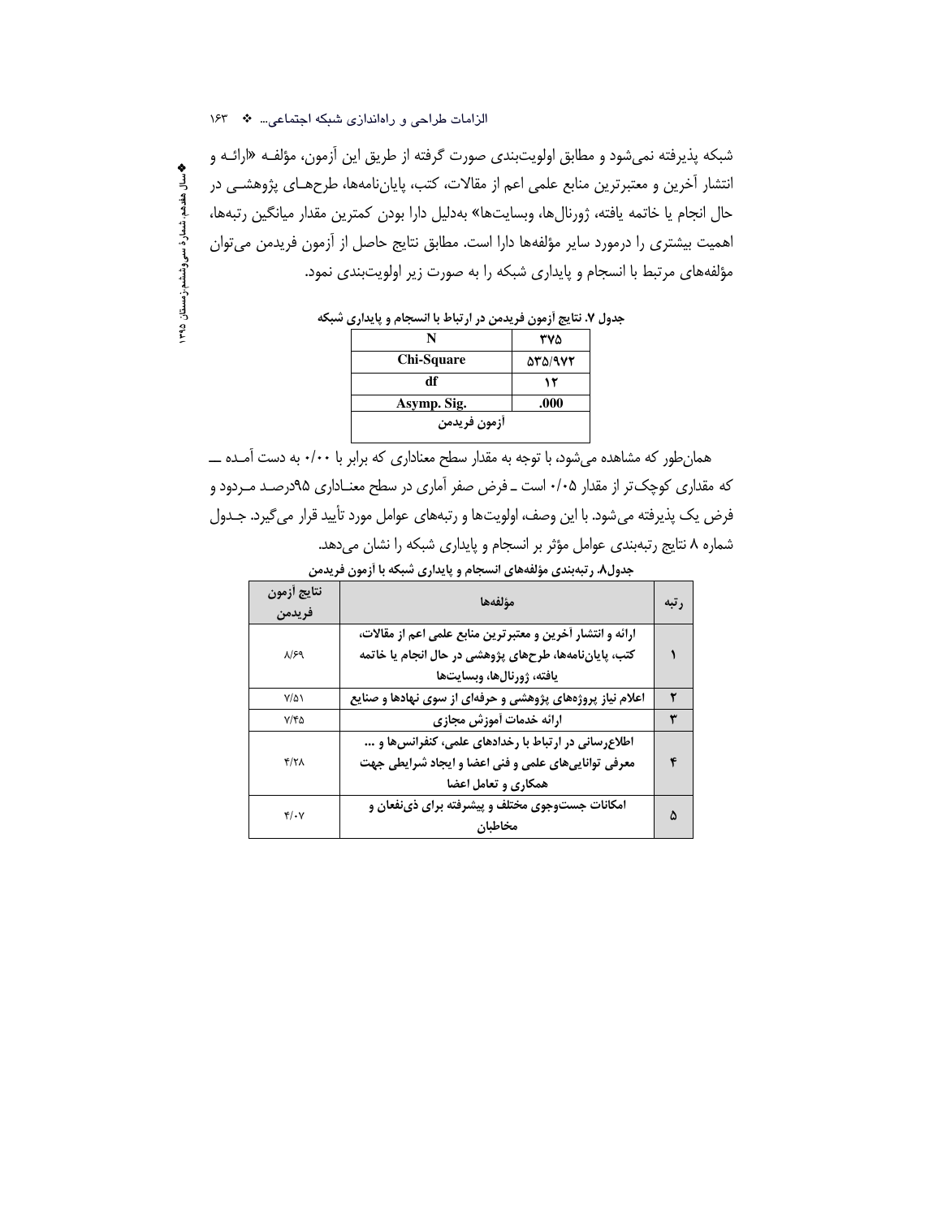شبکه پذیرفته نمی‌شود و مطابق اولویت‌بندی صورت گرفته از طریق این آزمون، مؤلفـه «ارائـه و انتشار آخرین و معتبرترین منابع علمی اعم از مقالات، کتب، پایان‌نامه‌ها، طرح‌هـای پژوهشـی در حال انجام یا خاتمه یافته، ژورنال‌ها، وبسایت‌ها» به‌دلیل دارا بودن کمترین مقدار میانگین رتبه‌ها، اهمیت بیشتری را درمورد سایر مؤلفه‌ها داراست. مطابق نتایج حاصل از آزمون فریدمن می‌توان مؤلفه‌های مرتبط با انسجام و پایداری شبکه را به صورت زیر اولویت‌بندی نمود.

**جدول ۷. نتایج آزمون فریدمن در ارتباط با انسجام و پایداری شبکه**

| N | ۳۷۵ |
|---|---|
| Chi-Square | ۵۳۵/۹۷۲ |
| df | ۱۲ |
| Asymp. Sig. | .000 |
| آزمون فریدمن | |

همان‌طور که مشاهده می‌شود، با توجه به مقدار سطح معناداری که برابر با ۰/۰۰ به دست آمـده ــ که مقداری کوچک‌تر از مقدار ۰/۰۵ است ـ فرض صفر آماری در سطح معنـاداری ۹۵درصـد مـردود و فرض یک پذیرفته می‌شود. با این وصف، اولویت‌ها و رتبه‌های عوامل مورد تأیید قرار می‌گیرد. جـدول شماره ۸ نتایج رتبه‌بندی عوامل مؤثر بر انسجام و پایداری شبکه را نشان می‌دهد.

**جدول۸. رتبه‌بندی مؤلفه‌های انسجام و پایداری شبکه با آزمون فریدمن**

| رتبه | مؤلفه‌ها | نتایج آزمون فریدمن |
|---|---|---|
| ۱ | ارائه و انتشار آخرین و معتبرترین منابع علمی اعم از مقالات، کتب، پایان‌نامه‌ها، طرح‌های پژوهشی در حال انجام یا خاتمه یافته، ژورنال‌ها، وبسایت‌ها | ۸/۶۹ |
| ۲ | اعلام نیاز پروژه‌های پژوهشی و حرفه‌ای از سوی نهادها و صنایع | ۷/۵۱ |
| ۳ | ارائه خدمات آموزش مجازی | ۷/۴۵ |
| ۴ | اطلاع‌رسانی در ارتباط با رخدادهای علمی، کنفرانس‌ها و ... معرفی توانایی‌های علمی و فنی اعضا و ایجاد شرایطی جهت همکاری و تعامل اعضا | ۴/۲۸ |
| ۵ | امکانات جست‌وجوی مختلف و پیشرفته برای ذی‌نفعان و مخاطبان | ۴/۰۷ |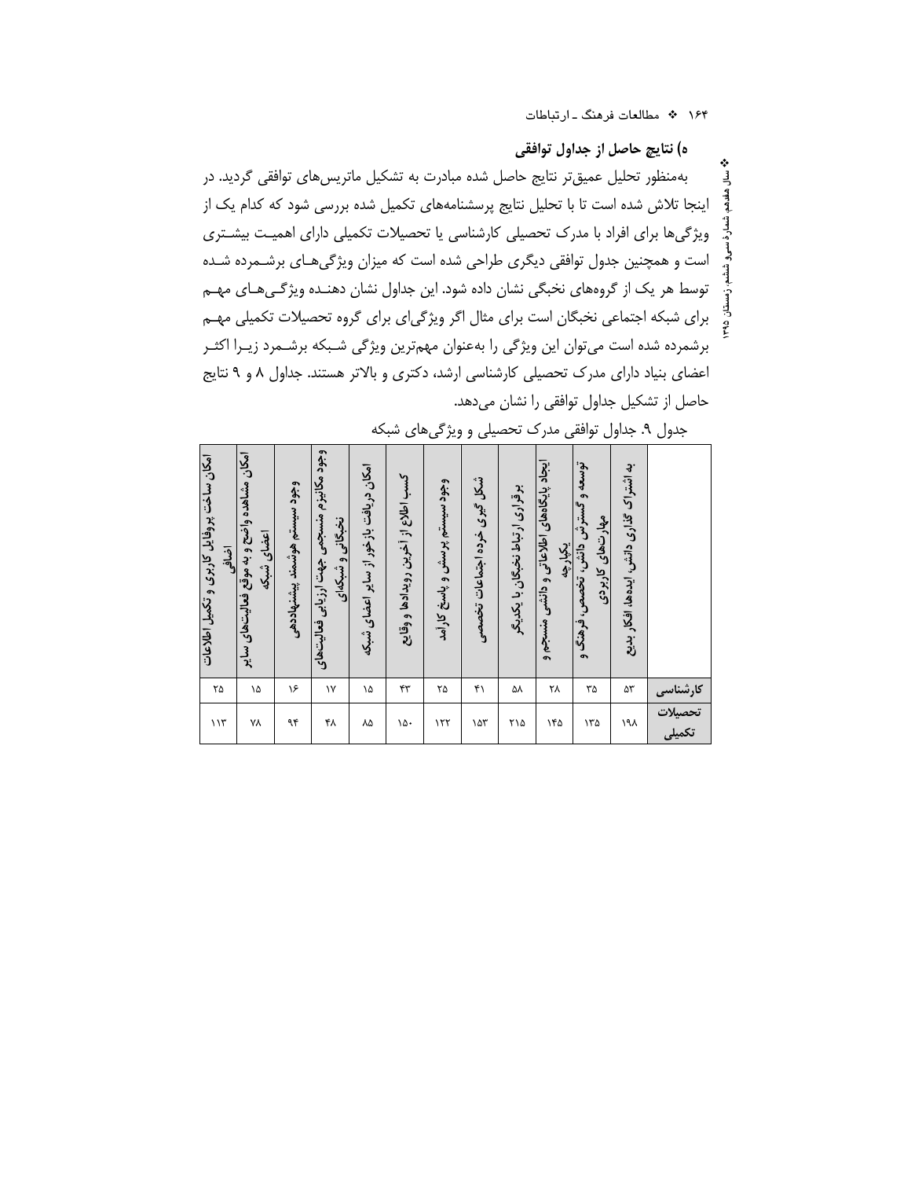## ه) نتایج حاصل از جداول توافقی

به‌منظور تحلیل عمیق‌تر نتایج حاصل شده مبادرت به تشکیل ماتریس‌های توافقی گردید. در اینجا تلاش شده است تا با تحلیل نتایج پرسشنامه‌های تکمیل شده بررسی شود که کدام یک از ویژگی‌ها برای افراد با مدرک تحصیلی کارشناسی یا تحصیلات تکمیلی دارای اهمیت بیشتری است و همچنین جدول توافقی دیگری طراحی شده است که میزان ویژگی‌های برشمرده شده توسط هر یک از گروه‌های نخبگی نشان داده شود. این جداول نشان دهنده ویژگی‌های مهم برای شبکه اجتماعی نخبگان است برای مثال اگر ویژگی‌ای برای گروه تحصیلات تکمیلی مهم برشمرده شده است می‌توان این ویژگی را به‌عنوان مهم‌ترین ویژگی شبکه برشمرد زیرا اکثر اعضای بنیاد دارای مدرک تحصیلی کارشناسی ارشد، دکتری و بالاتر هستند. جداول ۸ و ۹ نتایج حاصل از تشکیل جداول توافقی را نشان می‌دهد.

جدول ۹. جداول توافقی مدرک تحصیلی و ویژگی‌های شبکه

| | به اشتراک گذاری دانش، ایده‌ها، افکار بدیع | توسعه و گسترش دانش، تخصص، فرهنگ و مهارت‌های کاربردی | ایجاد پایگاه‌های اطلاعاتی و دانشی منسجم و یکپارچه | برقراری ارتباط نخبگان با یکدیگر | شکل گیری خرده اجتماعات تخصصی | وجود سیستم پرسش و پاسخ کارآمد | کسب اطلاع از آخرین رویدادها و وقایع | امکان دریافت بازخور از سایر اعضای شبکه | وجود مکانیزم منسجمی جهت ارزیابی فعالیت‌های نخبگانی و شبکه‌ای | وجود سیستم هوشمند پیشنهاددهی | امکان مشاهده واضح و به موقع فعالیت‌های سایر اعضای شبکه | امکان ساخت پروفایل کاربری و تکمیل اطلاعات اضافی |
|---|---|---|---|---|---|---|---|---|---|---|---|---|
| **کارشناسی** | ۵۳ | ۳۵ | ۲۸ | ۵۸ | ۴۱ | ۲۵ | ۴۳ | ۱۵ | ۱۷ | ۱۶ | ۱۵ | ۲۵ |
| **تحصیلات تکمیلی** | ۱۹۸ | ۱۳۵ | ۱۴۵ | ۲۱۵ | ۱۵۳ | ۱۲۲ | ۱۵۰ | ۸۵ | ۴۸ | ۹۴ | ۷۸ | ۱۱۳ |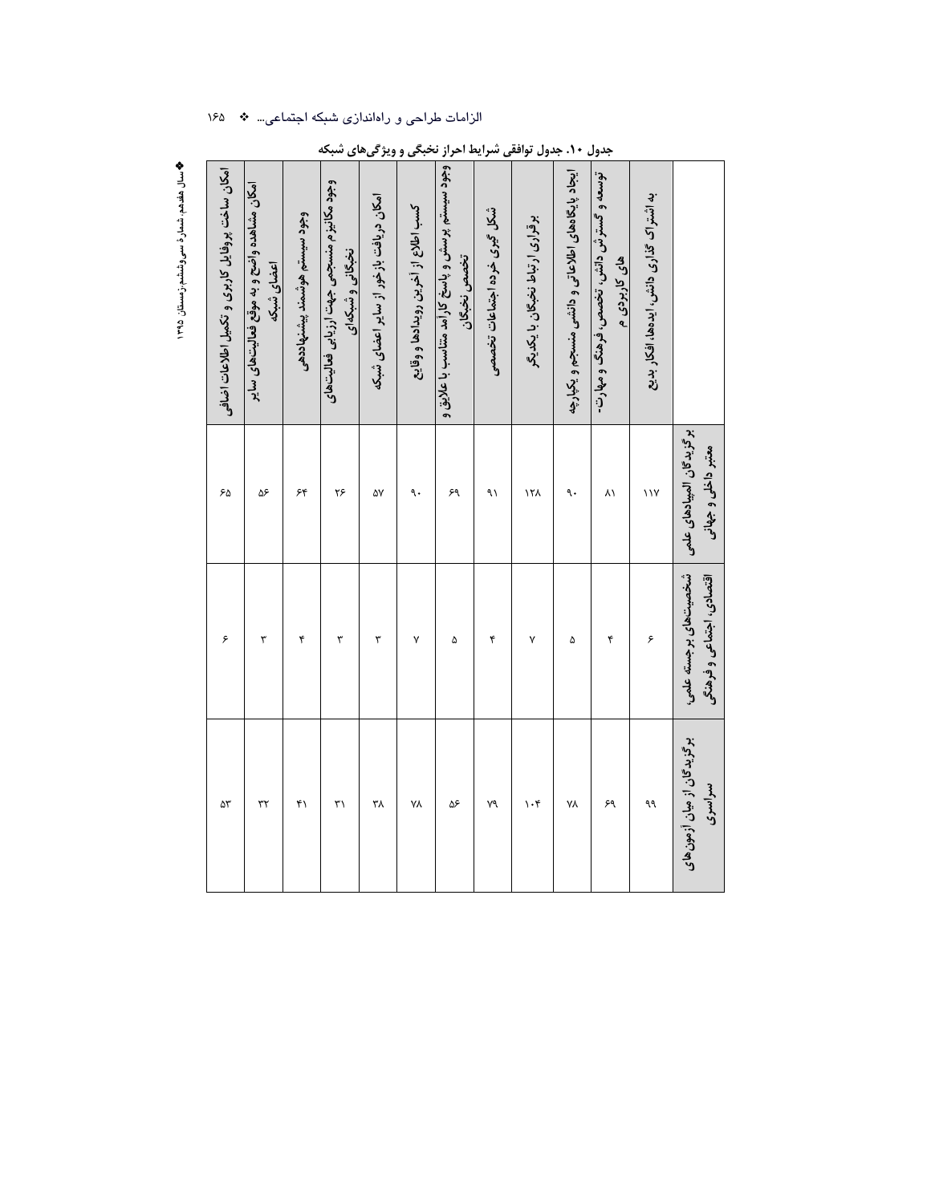**جدول ۱۰. جدول توافقی شرایط احراز نخبگی و ویژگی‌های شبکه**

| | برگزیدگان المپیادهای علمی معتبر داخلی و جهانی | شخصیت‌های برجسته علمی، اقتصادی، اجتماعی و فرهنگی | برگزیدگان از میان آزمون‌های سراسری |
|---|---|---|---|
| به اشتراک گذاری دانش، ایده‌ها، افکار بدیع | ۱۱۷ | ۶ | ۹۹ |
| توسعه و گسترش دانش، تخصص، فرهنگ و مهارت-های کاربردی م | ۸۱ | ۴ | ۶۹ |
| ایجاد پایگاه‌های اطلاعاتی و دانشی منسجم و یکپارچه | ۹۰ | ۵ | ۷۸ |
| برقراری ارتباط نخبگان با یکدیگر | ۱۲۸ | ۷ | ۱۰۴ |
| شکل گیری خرده اجتماعات تخصصی | ۹۱ | ۴ | ۷۹ |
| وجود سیستم پرسش و پاسخ کارآمد متناسب با علایق و تخصص نخبگان | ۶۹ | ۵ | ۵۶ |
| کسب اطلاع از آخرین رویدادها و وقایع | ۹۰ | ۷ | ۷۸ |
| امکان دریافت بازخور از سایر اعضای شبکه | ۵۷ | ۳ | ۳۸ |
| وجود مکانیزم منسجمی جهت ارزیابی فعالیت‌های نخبگان و شبکه‌ای | ۲۶ | ۳ | ۳۱ |
| وجود سیستم هوشمند پیشنهاددهی | ۶۴ | ۴ | ۴۱ |
| امکان مشاهده واضح و به موقع فعالیت‌های سایر اعضای شبکه | ۵۶ | ۳ | ۳۲ |
| امکان ساخت پروفایل کاربری و تکمیل اطلاعات اضافی | ۶۵ | ۶ | ۵۳ |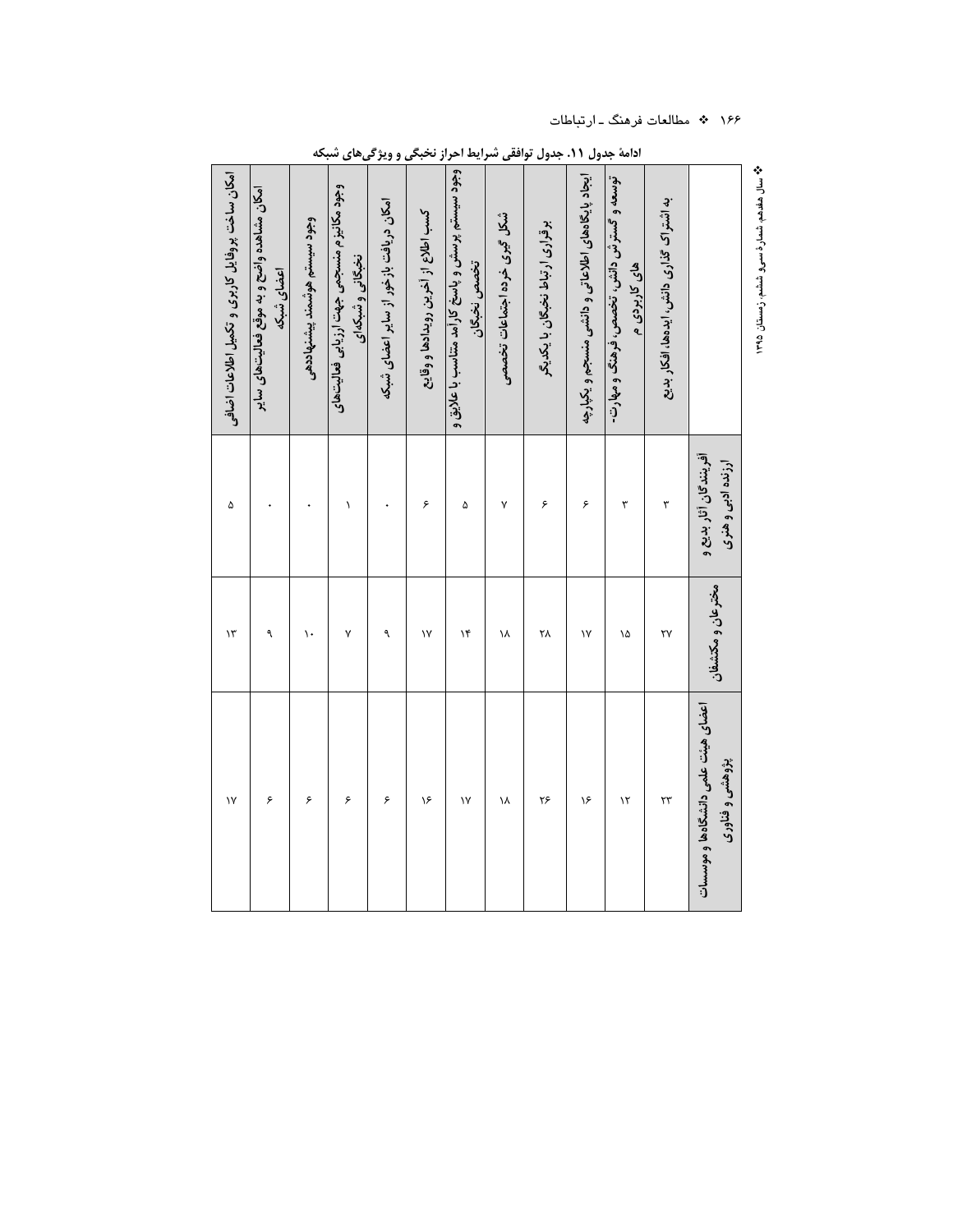ادامهٔ جدول ۱۱. جدول توافقی شرایط احراز نخبگی و ویژگی‌های شبکه

| | آفرینندگان آثار بدیع و ارزنده ادبی و هنری | مخترعان و مکتشفان | اعضای هیئت علمی دانشگاه‌ها و موسسات پژوهشی و فناوری |
|---|---|---|---|
| به اشتراک گذاری دانش، ایده‌ها، افکار بدیع | ۳ | ۲۷ | ۲۳ |
| توسعه و گسترش دانش، تخصص، فرهنگ و مهارت-های کاربردی م | ۳ | ۱۵ | ۱۲ |
| ایجاد پایگاه‌های اطلاعاتی و دانشی منسجم و یکپارچه | ۶ | ۱۷ | ۱۶ |
| برقراری ارتباط نخبگان با یکدیگر | ۶ | ۲۸ | ۲۶ |
| شکل گیری خرده اجتماعات تخصصی | ۷ | ۱۸ | ۱۸ |
| وجود سیستم پرسش و پاسخ کارآمد متناسب با علایق و تخصص نخبگان | ۵ | ۱۴ | ۱۷ |
| کسب اطلاع از آخرین رویدادها و وقایع | ۶ | ۱۷ | ۱۶ |
| امکان دریافت بازخور از سایر اعضای شبکه | ۰ | ۹ | ۶ |
| وجود مکانیزم منسجمی جهت ارزیابی فعالیت‌های نخبگانی و شبکه‌ای | ۱ | ۷ | ۶ |
| وجود سیستم هوشمند پیشنهاددهی | ۰ | ۱۰ | ۶ |
| امکان مشاهده واضح و به موقع فعالیت‌های سایر اعضای شبکه | ۰ | ۹ | ۶ |
| امکان ساخت پروفایل کاربری و تکمیل اطلاعات اضافی | ۵ | ۱۳ | ۱۷ |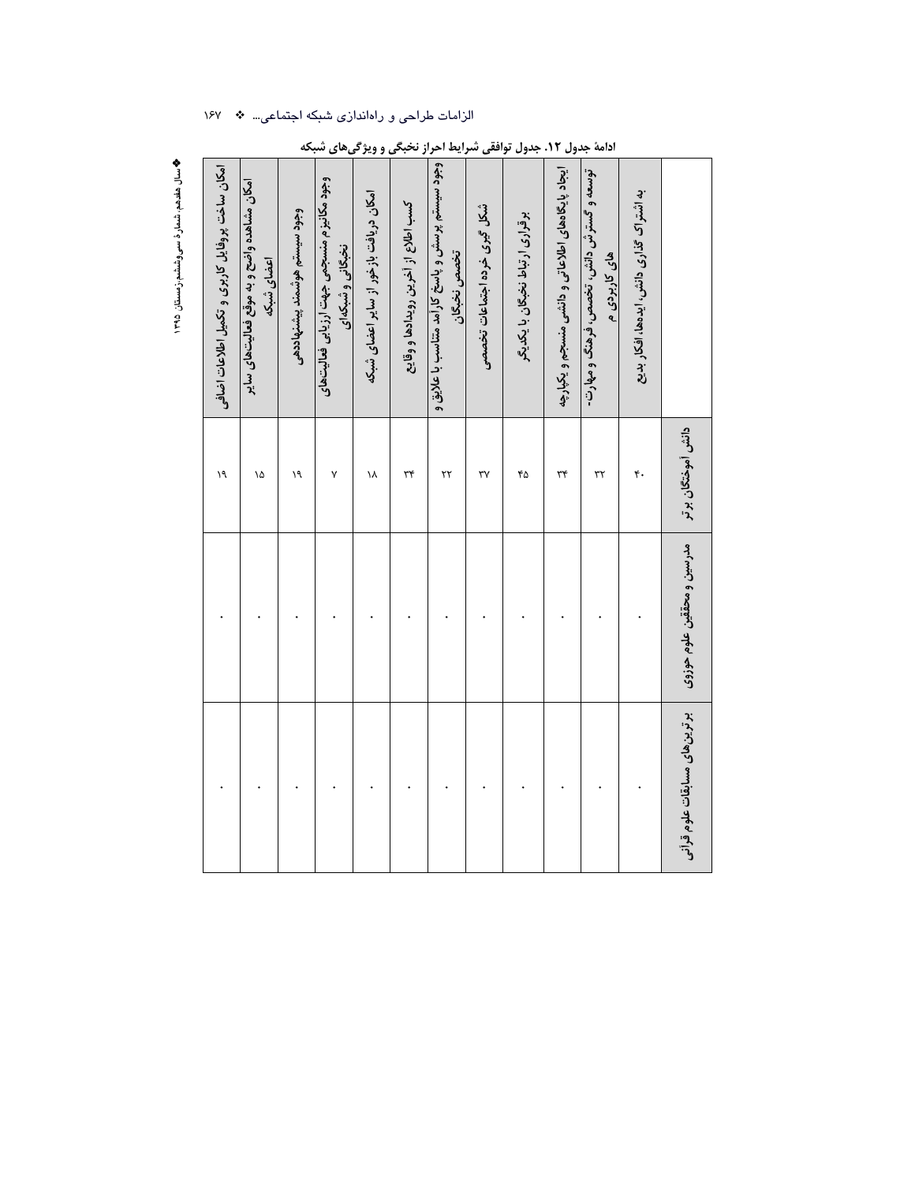ادامهٔ جدول ۱۲. جدول توافقی شرایط احراز نخبگی و ویژگی‌های شبکه

| | دانش آموختگان برتر | مدرسین و محققین علوم حوزوی | برترین‌های مسابقات علوم قرآنی |
|---|---|---|---|
| به اشتراک گذاری دانش، ایده‌ها، افکار بدیع | ۴۰ | ۰ | ۰ |
| توسعه و گسترش دانش، تخصص، فرهنگ و مهارت‌های کاربردی م | ۳۲ | ۰ | ۰ |
| ایجاد پایگاه‌های اطلاعاتی و دانشی منسجم و یکپارچه | ۳۴ | ۰ | ۰ |
| برقراری ارتباط نخبگان با یکدیگر | ۴۵ | ۰ | ۰ |
| شکل گیری خرده اجتماعات تخصصی | ۳۷ | ۰ | ۰ |
| وجود سیستم پرسش و پاسخ کارآمد متناسب با علایق و تخصص نخبگان | ۲۲ | ۰ | ۰ |
| کسب اطلاع از آخرین رویدادها و وقایع | ۳۴ | ۰ | ۰ |
| امکان دریافت بازخور از سایر اعضای شبکه | ۱۸ | ۰ | ۰ |
| وجود مکانیزم منسجمی جهت ارزیابی فعالیت‌های نخبگانی و شبکه‌ای | ۷ | ۰ | ۰ |
| وجود سیستم هوشمند پیشنهاددهی | ۱۹ | ۰ | ۰ |
| امکان مشاهده واضح و به موقع فعالیت‌های سایر اعضای شبکه | ۱۵ | ۰ | ۰ |
| امکان ساخت پروفایل کاربری و تکمیل اطلاعات اضافی | ۱۹ | ۰ | ۰ |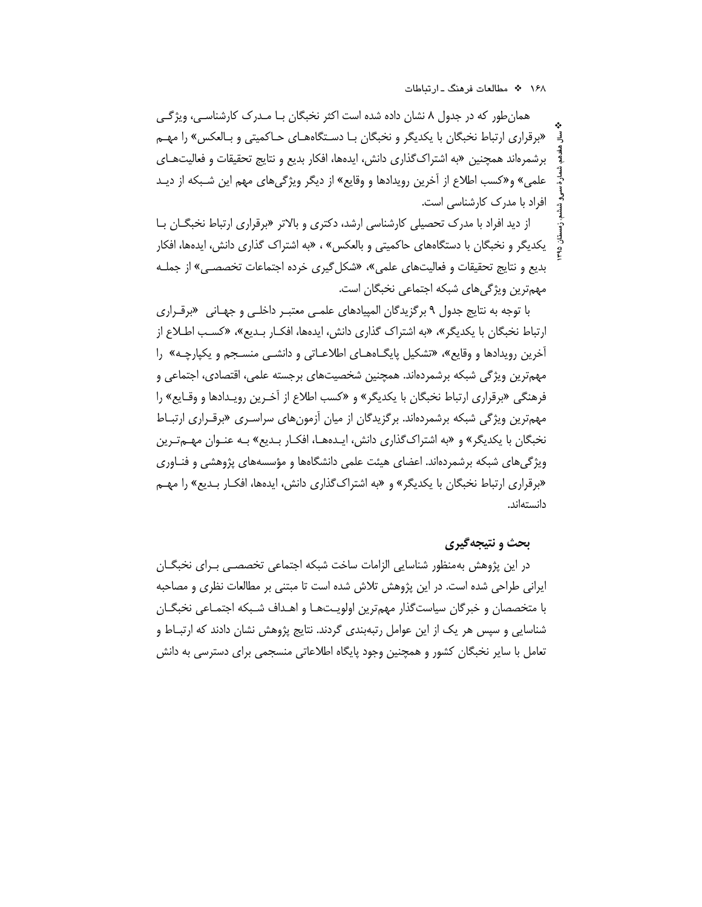همان‌طور که در جدول ۸ نشان داده شده است اکثر نخبگان بـا مـدرک کارشناسـی، ویژگـی «برقراری ارتباط نخبگان با یکدیگر و نخبگان بـا دسـتگاه‌هـای حـاکمیتی و بـالعکس» را مهـم برشمرده‌اند همچنین «به اشتراک‌گذاری دانش، ایده‌ها، افکار بدیع و نتایج تحقیقات و فعالیت‌هـای علمی» و«کسب اطلاع از آخرین رویدادها و وقایع» از دیگر ویژگی‌های مهم این شـبکه از دیـد افراد با مدرک کارشناسی است.

از دید افراد با مدرک تحصیلی کارشناسی ارشد، دکتری و بالاتر «برقراری ارتباط نخبگـان بـا یکدیگر و نخبگان با دستگاه‌های حاکمیتی و بالعکس» ، «به اشتراک گذاری دانش، ایده‌ها، افکار بدیع و نتایج تحقیقات و فعالیت‌های علمی»، «شکل‌گیری خرده اجتماعات تخصصـی» از جملـه مهم‌ترین ویژگی‌های شبکه اجتماعی نخبگان است.

با توجه به نتایج جدول ۹ برگزیدگان المپیادهای علمـی معتبـر داخلـی و جهـانی «برقـراری ارتباط نخبگان با یکدیگر»، «به اشتراک گذاری دانش، ایده‌ها، افکـار بـدیع»، «کسـب اطـلاع از آخرین رویدادها و وقایع»، «تشکیل پایگـاه‌هـای اطلاعـاتی و دانشـی منسـجم و یکپارچـه» را مهم‌ترین ویژگی شبکه برشمرده‌اند. همچنین شخصیت‌های برجسته علمی، اقتصادی، اجتماعی و فرهنگی «برقراری ارتباط نخبگان با یکدیگر» و «کسب اطلاع از آخـرین رویـدادها و وقـایع» را مهم‌ترین ویژگی شبکه برشمرده‌اند. برگزیدگان از میان آزمون‌های سراسـری «برقـراری ارتبـاط نخبگان با یکدیگر» و «به اشتراک‌گذاری دانش، ایـده‌هـا، افکـار بـدیع» بـه عنـوان مهـم‌تـرین ویژگی‌های شبکه برشمرده‌اند. اعضای هیئت علمی دانشگاه‌ها و مؤسسه‌های پژوهشی و فنـاوری «برقراری ارتباط نخبگان با یکدیگر» و «به اشتراک‌گذاری دانش، ایده‌ها، افکـار بـدیع» را مهـم دانسته‌اند.

## بحث و نتیجه‌گیری

در این پژوهش به‌منظور شناسایی الزامات ساخت شبکه اجتماعی تخصصـی بـرای نخبگـان ایرانی طراحی شده است. در این پژوهش تلاش شده است تا مبتنی بر مطالعات نظری و مصاحبه با متخصصان و خبرگان سیاست‌گذار مهم‌ترین اولویـت‌هـا و اهـداف شـبکه اجتمـاعی نخبگـان شناسایی و سپس هر یک از این عوامل رتبه‌بندی گردند. نتایج پژوهش نشان دادند که ارتبـاط و تعامل با سایر نخبگان کشور و همچنین وجود پایگاه اطلاعاتی منسجمی برای دسترسی به دانش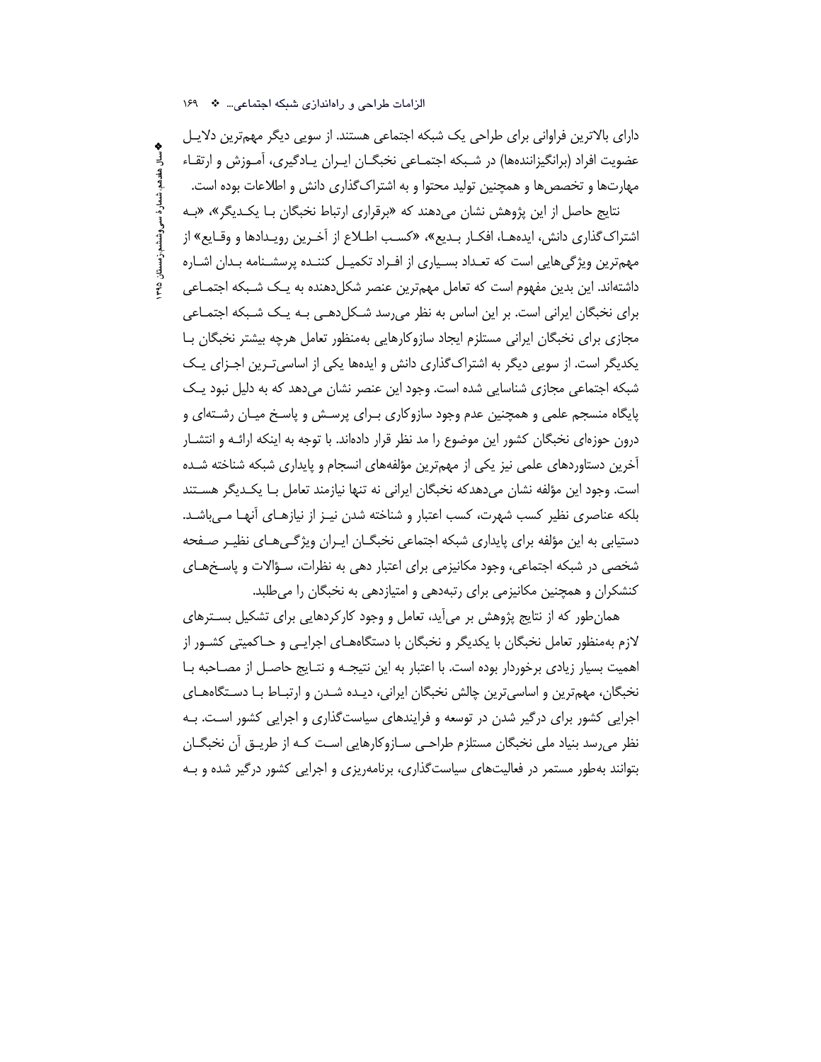دارای بالاترین فراوانی برای طراحی یک شبکه اجتماعی هستند. از سویی دیگر مهم‌ترین دلایل عضویت افراد (برانگیزاننده‌ها) در شبکه اجتماعی نخبگان ایران یادگیری، آموزش و ارتقاء مهارت‌ها و تخصص‌ها و همچنین تولید محتوا و به اشتراک‌گذاری دانش و اطلاعات بوده است.

نتایج حاصل از این پژوهش نشان می‌دهند که «برقراری ارتباط نخبگان با یکدیگر»، «به اشتراک‌گذاری دانش، ایده‌ها، افکار بدیع»، «کسب اطلاع از آخرین رویدادها و وقایع» از مهم‌ترین ویژگی‌هایی است که تعداد بسیاری از افراد تکمیل کننده پرسشنامه بدان اشاره داشته‌اند. این بدین مفهوم است که تعامل مهم‌ترین عنصر شکل‌دهنده به یک شبکه اجتماعی برای نخبگان ایرانی است. بر این اساس به نظر می‌رسد شکل‌دهی به یک شبکه اجتماعی مجازی برای نخبگان ایرانی مستلزم ایجاد سازوکارهایی به‌منظور تعامل هرچه بیشتر نخبگان با یکدیگر است. از سویی دیگر به اشتراک‌گذاری دانش و ایده‌ها یکی از اساسی‌ترین اجزای یک شبکه اجتماعی مجازی شناسایی شده است. وجود این عنصر نشان می‌دهد که به دلیل نبود یک پایگاه منسجم علمی و همچنین عدم وجود سازوکاری برای پرسش و پاسخ میان رشته‌ای و درون حوزه‌ای نخبگان کشور این موضوع را مد نظر قرار داده‌اند. با توجه به اینکه ارائه و انتشار آخرین دستاوردهای علمی نیز یکی از مهم‌ترین مؤلفه‌های انسجام و پایداری شبکه شناخته شده است. وجود این مؤلفه نشان می‌دهدکه نخبگان ایرانی نه تنها نیازمند تعامل با یکدیگر هستند بلکه عناصری نظیر کسب شهرت، کسب اعتبار و شناخته شدن نیز از نیازهای آنها می‌باشد. دستیابی به این مؤلفه برای پایداری شبکه اجتماعی نخبگان ایران ویژگی‌های نظیر صفحه شخصی در شبکه اجتماعی، وجود مکانیزمی برای اعتبار دهی به نظرات، سؤالات و پاسخ‌های کنشکران و همچنین مکانیزمی برای رتبه‌دهی و امتیازدهی به نخبگان را می‌طلبد.

همان‌طور که از نتایج پژوهش بر می‌آید، تعامل و وجود کارکردهایی برای تشکیل بسترهای لازم به‌منظور تعامل نخبگان با یکدیگر و نخبگان با دستگاه‌های اجرایی و حاکمیتی کشور از اهمیت بسیار زیادی برخوردار بوده است. با اعتبار به این نتیجه و نتایج حاصل از مصاحبه با نخبگان، مهم‌ترین و اساسی‌ترین چالش نخبگان ایرانی، دیده شدن و ارتباط با دستگاه‌های اجرایی کشور برای درگیر شدن در توسعه و فرایندهای سیاست‌گذاری و اجرایی کشور است. به نظر می‌رسد بنیاد ملی نخبگان مستلزم طراحی سازوکارهایی است که از طریق آن نخبگان بتوانند به‌طور مستمر در فعالیت‌های سیاست‌گذاری، برنامه‌ریزی و اجرایی کشور درگیر شده و به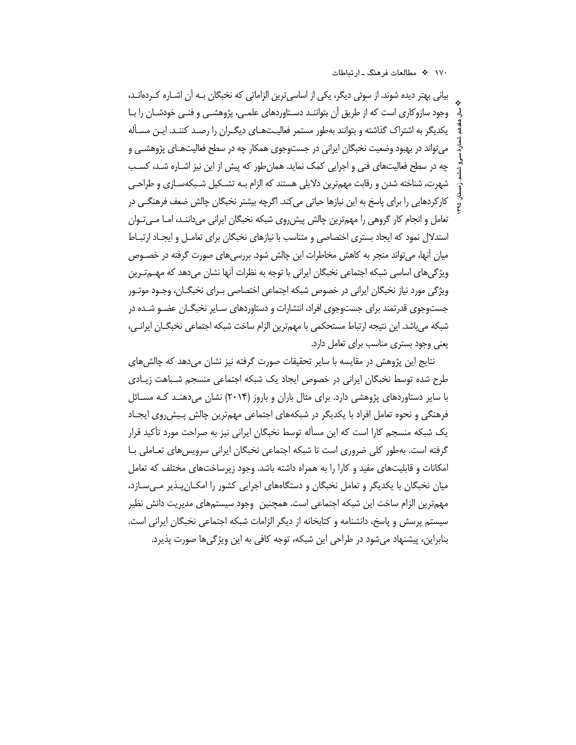بیانی بهتر دیده شوند. از سوئی دیگر، یکی از اساسی‌ترین الزاماتی که نخبگان بـه آن اشـاره کـرده‌انـد، وجود سازوکاری است که از طریق آن بتواننـد دسـتاوردهای علمـی، پژوهشـی و فنـی خودشـان را بـا یکدیگر به اشتراک گذاشته و بتوانند به‌طور مستمر فعالیـت‌هـای دیگـران را رصـد کننـد. ایـن مسـأله می‌تواند در بهبود وضعیت نخبگان ایرانی در جست‌وجوی همکار چه در سطح فعالیت‌هـای پژوهشـی و چه در سطح فعالیت‌های فنی و اجرایی کمک نماید. همان‌طور که پیش از این نیز اشـاره شـد، کسـب شهرت، شناخته شدن و رقابت مهم‌ترین دلایلی هستند که الزام بـه تشـکیل شـبکه‌سـازی و طراحـی کارکردهایی را برای پاسخ به این نیازها حیاتی می‌کند. اگرچه بیشتر نخبگان چالش ضعف فرهنگـی در تعامل و انجام کار گروهی را مهم‌ترین چالش پیش‌روی شبکه نخبگان ایرانی می‌داننـد، امـا مـی‌تـوان استدلال نمود که ایجاد بستری اختصاصی و متناسب با نیازهای نخبگان برای تعامـل و ایجـاد ارتبـاط میان آنها، می‌تواند منجر به کاهش مخاطرات این چالش شود. بررسی‌های صورت گرفته در خصـوص ویژگی‌های اساسی شبکه اجتماعی نخبگان ایرانی با توجه به نظرات آنها نشان می‌دهد که مهـم‌تـرین ویژگی مورد نیاز نخبگان ایرانی در خصوص شبکه اجتماعی اختصاصی بـرای نخبگـان، وجـود موتـور جست‌وجوی قدرتمند برای جست‌وجوی افراد، انتشارات و دستاوردهای سـایر نخبگـان عضـو شـده در شبکه می‌باشد. این نتیجه ارتباط مستحکمی با مهم‌ترین الزام ساخت شبکه اجتماعی نخبگـان ایرانـی، یعنی وجود بستری مناسب برای تعامل دارد.

نتایج این پژوهش در مقایسه با سایر تحقیقات صورت گرفته نیز نشان می‌دهد که چالش‌های طرح شده توسط نخبگان ایرانی در خصوص ایجاد یک شبکه اجتماعی منسجم شـباهت زیـادی با سایر دستاوردهای پژوهشی دارد. برای مثال باران و باروز (۲۰۱۴) نشان می‌دهنـد کـه مسـائل فرهنگی و نحوه تعامل افراد با یکدیگر در شبکه‌های اجتماعی مهم‌ترین چالش پـیش‌روی ایجـاد یک شبکه منسجم کارا است که این مسأله توسط نخبگان ایرانی نیز به صراحت مورد تأکید قرار گرفته است. به‌طور کلی ضروری است تا شبکه اجتماعی نخبگان ایرانی سرویس‌های تعـاملی بـا امکانات و قابلیت‌های مفید و کارا را به همراه داشته باشد. وجود زیرساخت‌های مختلف که تعامل میان نخبگان با یکدیگر و تعامل نخبگان و دستگاه‌های اجرایی کشور را امکـان‌پـذیر مـی‌سـازد، مهم‌ترین الزام ساخت این شبکه اجتماعی است. همچنین وجود سیستم‌های مدیریت دانش نظیر سیستم پرسش و پاسخ، دانشنامه و کتابخانه از دیگر الزامات شبکه اجتماعی نخبگان ایرانی است. بنابراین، پیشنهاد می‌شود در طراحی این شبکه، توجه کافی به این ویژگی‌ها صورت پذیرد.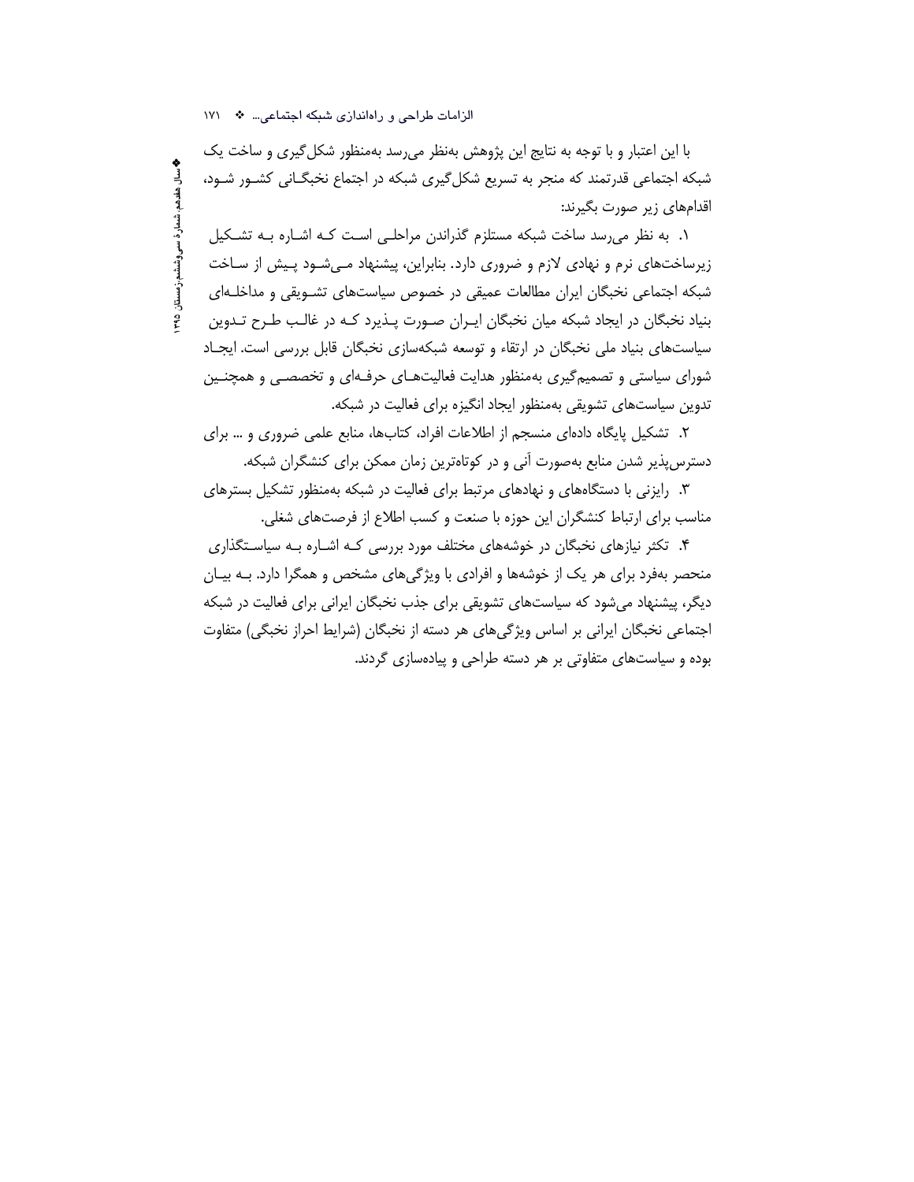با این اعتبار و با توجه به نتایج این پژوهش به‌نظر می‌رسد به‌منظور شکل‌گیری و ساخت یک شبکه اجتماعی قدرتمند که منجر به تسریع شکل‌گیری شبکه در اجتماع نخبگانی کشور شود، اقدام‌های زیر صورت بگیرند:

۱. به نظر می‌رسد ساخت شبکه مستلزم گذراندن مراحلی است که اشاره به تشکیل زیرساخت‌های نرم و نهادی لازم و ضروری دارد. بنابراین، پیشنهاد می‌شود پیش از ساخت شبکه اجتماعی نخبگان ایران مطالعات عمیقی در خصوص سیاست‌های تشویقی و مداخله‌ای بنیاد نخبگان در ایجاد شبکه میان نخبگان ایران صورت پذیرد که در غالب طرح تدوین سیاست‌های بنیاد ملی نخبگان در ارتقاء و توسعه شبکه‌سازی نخبگان قابل بررسی است. ایجاد شورای سیاستی و تصمیم‌گیری به‌منظور هدایت فعالیت‌های حرفه‌ای و تخصصی و همچنین تدوین سیاست‌های تشویقی به‌منظور ایجاد انگیزه برای فعالیت در شبکه.

۲. تشکیل پایگاه داده‌ای منسجم از اطلاعات افراد، کتاب‌ها، منابع علمی ضروری و ... برای دسترس‌پذیر شدن منابع به‌صورت آنی و در کوتاه‌ترین زمان ممکن برای کنشگران شبکه.

۳. رایزنی با دستگاه‌های و نهادهای مرتبط برای فعالیت در شبکه به‌منظور تشکیل بسترهای مناسب برای ارتباط کنشگران این حوزه با صنعت و کسب اطلاع از فرصت‌های شغلی.

۴. تکثر نیازهای نخبگان در خوشه‌های مختلف مورد بررسی که اشاره به سیاستگذاری منحصر به‌فرد برای هر یک از خوشه‌ها و افرادی با ویژگی‌های مشخص و همگرا دارد. به بیان دیگر، پیشنهاد می‌شود که سیاست‌های تشویقی برای جذب نخبگان ایرانی برای فعالیت در شبکه اجتماعی نخبگان ایرانی بر اساس ویژگی‌های هر دسته از نخبگان (شرایط احراز نخبگی) متفاوت بوده و سیاست‌های متفاوتی بر هر دسته طراحی و پیاده‌سازی گردند.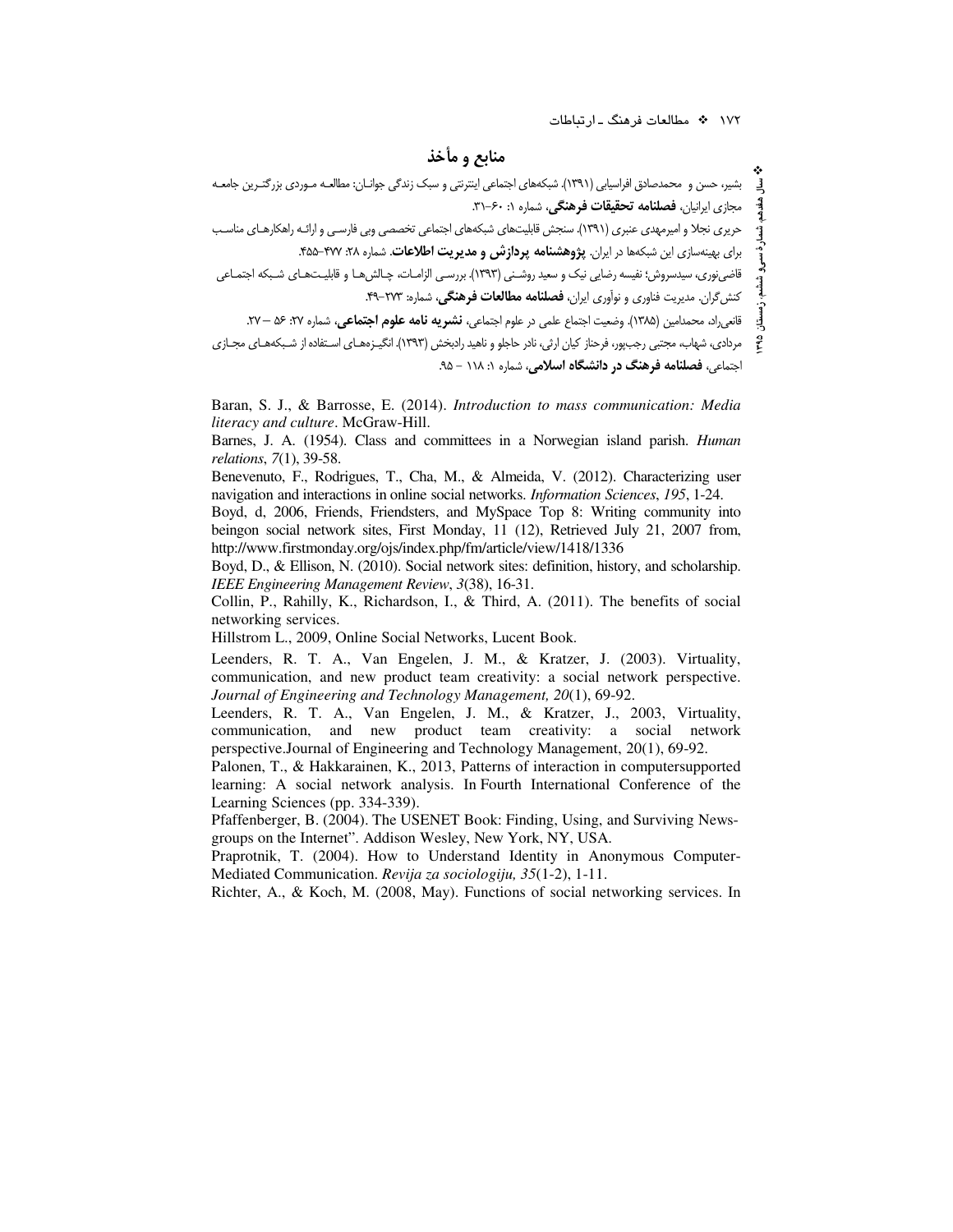## منابع و مأخذ

بشیر، حسن و محمدصادق افراسیابی (۱۳۹۱). شبکه‌های اجتماعی اینترنتی و سبک زندگی جوانان: مطالعه موردی بزرگترین جامعه مجازی ایرانیان، **فصلنامه تحقیقات فرهنگی**، شماره ۱: ۶۰-۳۱.

حریری نجلا و امیرمهدی عنبری (۱۳۹۱). سنجش قابلیت‌های شبکه‌های اجتماعی تخصصی وبی فارسی و ارائه راهکارهای مناسب برای بهینه‌سازی این شبکه‌ها در ایران. **پژوهشنامه پردازش و مدیریت اطلاعات**. شماره ۲۸: ۴۷۷-۴۵۵.

قاضی‌نوری، سیدسروش؛ نفیسه رضایی نیک و سعید روشنی (۱۳۹۳). بررسی الزامات، چالش‌ها و قابلیت‌های شبکه اجتماعی کنش‌گران. مدیریت فناوری و نوآوری ایران، **فصلنامه مطالعات فرهنگی**، شماره: ۲۷۳-۴۹.

قانعی‌راد، محمدامین (۱۳۸۵). وضعیت اجتماع علمی در علوم اجتماعی، **نشریه نامه علوم اجتماعی**، شماره ۲۷: ۵۶ – ۲۷.

مردادی، شهاب، مجتبی رجب‌پور، فرحناز کیان ارثی، نادر حاجلو و ناهید رادبخش (۱۳۹۳). انگیزه‌های استفاده از شبکه‌های مجازی اجتماعی، **فصلنامه فرهنگ در دانشگاه اسلامی**، شماره ۱: ۱۱۸ – ۹۵.

Baran, S. J., & Barrosse, E. (2014). *Introduction to mass communication: Media literacy and culture*. McGraw-Hill.

Barnes, J. A. (1954). Class and committees in a Norwegian island parish. *Human relations*, *7*(1), 39-58.

Benevenuto, F., Rodrigues, T., Cha, M., & Almeida, V. (2012). Characterizing user navigation and interactions in online social networks. *Information Sciences*, *195*, 1-24.

Boyd, d, 2006, Friends, Friendsters, and MySpace Top 8: Writing community into beingon social network sites, First Monday, 11 (12), Retrieved July 21, 2007 from, http://www.firstmonday.org/ojs/index.php/fm/article/view/1418/1336

Boyd, D., & Ellison, N. (2010). Social network sites: definition, history, and scholarship. *IEEE Engineering Management Review*, *3*(38), 16-31.

Collin, P., Rahilly, K., Richardson, I., & Third, A. (2011). The benefits of social networking services.

Hillstrom L., 2009, Online Social Networks, Lucent Book.

Leenders, R. T. A., Van Engelen, J. M., & Kratzer, J. (2003). Virtuality, communication, and new product team creativity: a social network perspective. *Journal of Engineering and Technology Management, 20*(1), 69-92.

Leenders, R. T. A., Van Engelen, J. M., & Kratzer, J., 2003, Virtuality, communication, and new product team creativity: a social network perspective.Journal of Engineering and Technology Management, 20(1), 69-92.

Palonen, T., & Hakkarainen, K., 2013, Patterns of interaction in computersupported learning: A social network analysis. In Fourth International Conference of the Learning Sciences (pp. 334-339).

Pfaffenberger, B. (2004). The USENET Book: Finding, Using, and Surviving Newsgroups on the Internet". Addison Wesley, New York, NY, USA.

Praprotnik, T. (2004). How to Understand Identity in Anonymous Computer-Mediated Communication. *Revija za sociologiju, 35*(1-2), 1-11.

Richter, A., & Koch, M. (2008, May). Functions of social networking services. In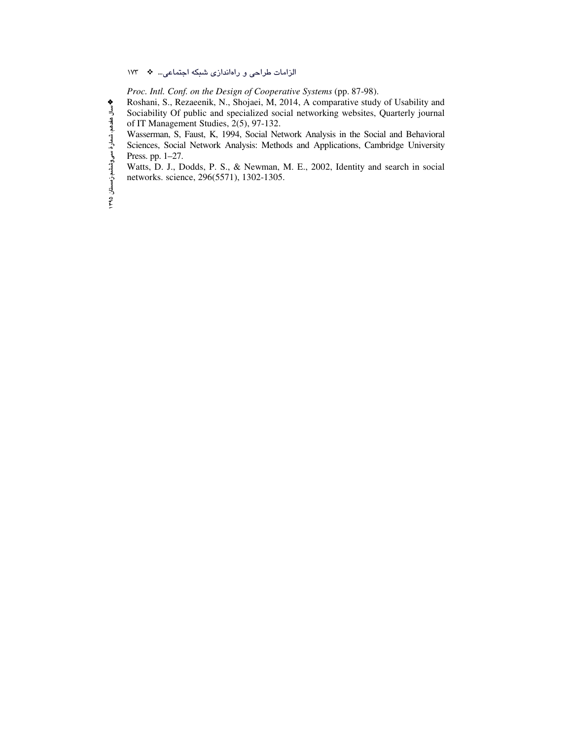*Proc. Intl. Conf. on the Design of Cooperative Systems* (pp. 87-98).

Roshani, S., Rezaeenik, N., Shojaei, M, 2014, A comparative study of Usability and Sociability Of public and specialized social networking websites, Quarterly journal of IT Management Studies, 2(5), 97-132.

Wasserman, S, Faust, K, 1994, Social Network Analysis in the Social and Behavioral Sciences, Social Network Analysis: Methods and Applications, Cambridge University Press. pp. 1–27.

Watts, D. J., Dodds, P. S., & Newman, M. E., 2002, Identity and search in social networks. science, 296(5571), 1302-1305.